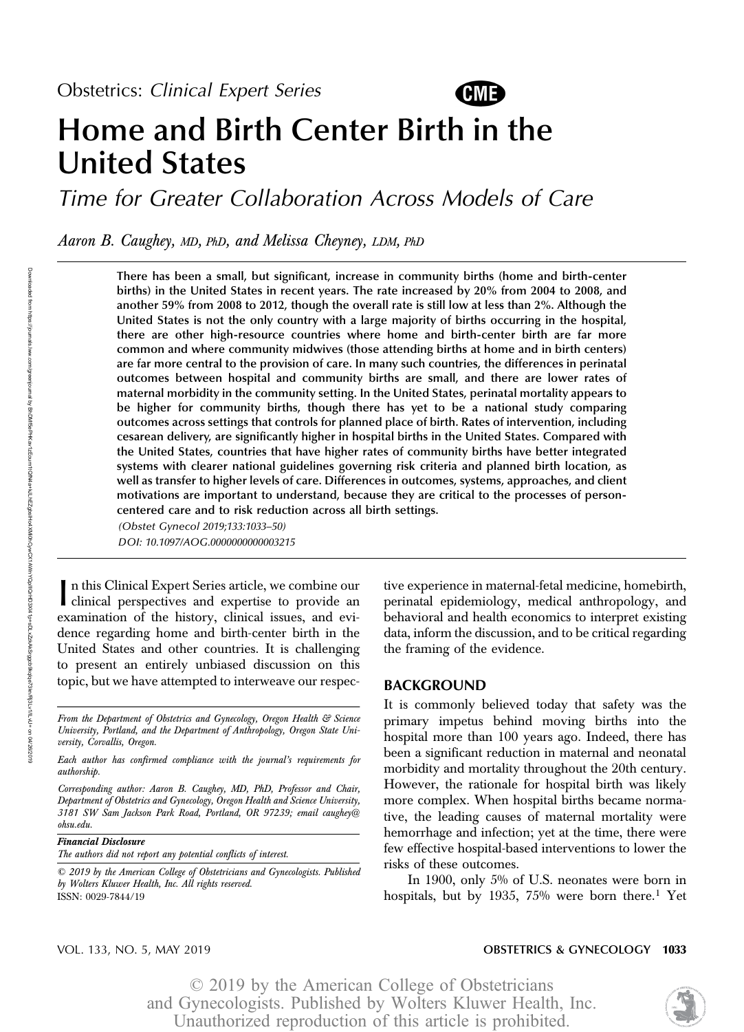Obstetrics: *Clinical Expert Series*

CME

# Home and Birth Center Birth in the United States

## *Time for Greater Collaboration Across Models of Care*

*Aaron B. Caughey, MD, PhD, and Melissa Cheyney, LDM, PhD*

**There has been a small, but significant, increase in community births (home and birth-center births) in the United States in recent years. The rate increased by 20% from 2004 to 2008, and another 59% from 2008 to 2012, though the overall rate is still low at less than 2%. Although the United States is not the only country with a large majority of births occurring in the hospital, there are other high-resource countries where home and birth-center birth are far more common and where community midwives (those attending births at home and in birth centers) are far more central to the provision of care. In many such countries, the differences in perinatal outcomes between hospital and community births are small, and there are lower rates of maternal morbidity in the community setting. In the United States, perinatal mortality appears to be higher for community births, though there has yet to be a national study comparing outcomes across settings that controls for planned place of birth. Rates of intervention, including cesarean delivery, are significantly higher in hospital births in the United States. Compared with the United States, countries that have higher rates of community births have better integrated systems with clearer national guidelines governing risk criteria and planned birth location, as well as transfer to higher levels of care. Differences in outcomes, systems, approaches, and client motivations are important to understand, because they are critical to the processes of person-centered care and to risk reduction across all birth settings.**

*(Obstet Gynecol 2019;133:1033–50)*

*DOI: 10.1097/AOG.0000000000003215*

In this Clinical Expert Series article, we combine our clinical perspectives and expertise to provide an examination of the history, clinical issues, and evidence regarding home and birth-center birth in the United States and other countries. It is challenging to present an entirely unbiased discussion on this topic, but we have attempted to interweave our respective experience in maternal-fetal medicine, homebirth, perinatal epidemiology, medical anthropology, and behavioral and health economics to interpret existing data, inform the discussion, and to be critical regarding the framing of the evidence.

## BACKGROUND

It is commonly believed today that safety was the primary impetus behind moving births into the hospital more than 100 years ago. Indeed, there has been a significant reduction in maternal and neonatal morbidity and mortality throughout the 20th century. However, the rationale for hospital birth was likely more complex. When hospital births became normative, the leading causes of maternal mortality were hemorrhage and infection; yet at the time, there were few effective hospital-based interventions to lower the risks of these outcomes.

In 1900, only 5% of U.S. neonates were born in hospitals, but by 1935, 75% were born there.[1] Yet

---

*From the Department of Obstetrics and Gynecology, Oregon Health & Science University, Portland, and the Department of Anthropology, Oregon State University, Corvallis, Oregon.*

*Each author has confirmed compliance with the journal's requirements for authorship.*

*Corresponding author: Aaron B. Caughey, MD, PhD, Professor and Chair, Department of Obstetrics and Gynecology, Oregon Health and Science University, 3181 SW Sam Jackson Park Road, Portland, OR 97239; email caughey@ohsu.edu.*

***Financial Disclosure***
*The authors did not report any potential conflicts of interest.*

*© 2019 by the American College of Obstetricians and Gynecologists. Published by Wolters Kluwer Health, Inc. All rights reserved.*
ISSN: 0029-7844/19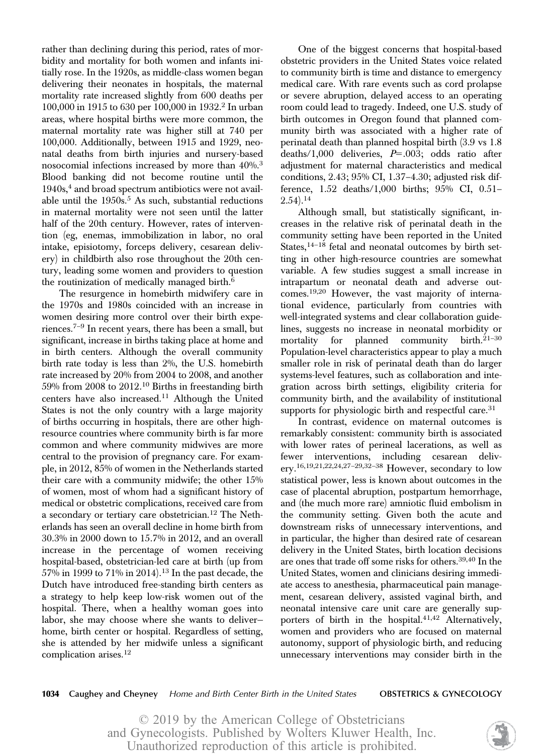rather than declining during this period, rates of morbidity and mortality for both women and infants initially rose. In the 1920s, as middle-class women began delivering their neonates in hospitals, the maternal mortality rate increased slightly from 600 deaths per 100,000 in 1915 to 630 per 100,000 in 1932.[2] In urban areas, where hospital births were more common, the maternal mortality rate was higher still at 740 per 100,000. Additionally, between 1915 and 1929, neonatal deaths from birth injuries and nursery-based nosocomial infections increased by more than 40%.[3] Blood banking did not become routine until the 1940s,[4] and broad spectrum antibiotics were not available until the 1950s.[5] As such, substantial reductions in maternal mortality were not seen until the latter half of the 20th century. However, rates of intervention (eg, enemas, immobilization in labor, no oral intake, episiotomy, forceps delivery, cesarean delivery) in childbirth also rose throughout the 20th century, leading some women and providers to question the routinization of medically managed birth.[6]

The resurgence in homebirth midwifery care in the 1970s and 1980s coincided with an increase in women desiring more control over their birth experiences.[7–9] In recent years, there has been a small, but significant, increase in births taking place at home and in birth centers. Although the overall community birth rate today is less than 2%, the U.S. homebirth rate increased by 20% from 2004 to 2008, and another 59% from 2008 to 2012.[10] Births in freestanding birth centers have also increased.[11] Although the United States is not the only country with a large majority of births occurring in hospitals, there are other high-resource countries where community birth is far more common and where community midwives are more central to the provision of pregnancy care. For example, in 2012, 85% of women in the Netherlands started their care with a community midwife; the other 15% of women, most of whom had a significant history of medical or obstetric complications, received care from a secondary or tertiary care obstetrician.[12] The Netherlands has seen an overall decline in home birth from 30.3% in 2000 down to 15.7% in 2012, and an overall increase in the percentage of women receiving hospital-based, obstetrician-led care at birth (up from 57% in 1999 to 71% in 2014).[13] In the past decade, the Dutch have introduced free-standing birth centers as a strategy to help keep low-risk women out of the hospital. There, when a healthy woman goes into labor, she may choose where she wants to deliver–home, birth center or hospital. Regardless of setting, she is attended by her midwife unless a significant complication arises.[12]

One of the biggest concerns that hospital-based obstetric providers in the United States voice related to community birth is time and distance to emergency medical care. With rare events such as cord prolapse or severe abruption, delayed access to an operating room could lead to tragedy. Indeed, one U.S. study of birth outcomes in Oregon found that planned community birth was associated with a higher rate of perinatal death than planned hospital birth (3.9 vs 1.8 deaths/1,000 deliveries, $P=.003$; odds ratio after adjustment for maternal characteristics and medical conditions, 2.43; 95% CI, 1.37–4.30; adjusted risk difference, 1.52 deaths/1,000 births; 95% CI, 0.51–2.54).[14]

Although small, but statistically significant, increases in the relative risk of perinatal death in the community setting have been reported in the United States,[14–18] fetal and neonatal outcomes by birth setting in other high-resource countries are somewhat variable. A few studies suggest a small increase in intrapartum or neonatal death and adverse outcomes.[19,20] However, the vast majority of international evidence, particularly from countries with well-integrated systems and clear collaboration guidelines, suggests no increase in neonatal morbidity or mortality for planned community birth.[21–30] Population-level characteristics appear to play a much smaller role in risk of perinatal death than do larger systems-level features, such as collaboration and integration across birth settings, eligibility criteria for community birth, and the availability of institutional supports for physiologic birth and respectful care.[31]

In contrast, evidence on maternal outcomes is remarkably consistent: community birth is associated with lower rates of perineal lacerations, as well as fewer interventions, including cesarean delivery.[16,19,21,22,24,27–29,32–38] However, secondary to low statistical power, less is known about outcomes in the case of placental abruption, postpartum hemorrhage, and (the much more rare) amniotic fluid embolism in the community setting. Given both the acute and downstream risks of unnecessary interventions, and in particular, the higher than desired rate of cesarean delivery in the United States, birth location decisions are ones that trade off some risks for others.[39,40] In the United States, women and clinicians desiring immediate access to anesthesia, pharmaceutical pain management, cesarean delivery, assisted vaginal birth, and neonatal intensive care unit care are generally supporters of birth in the hospital.[41,42] Alternatively, women and providers who are focused on maternal autonomy, support of physiologic birth, and reducing unnecessary interventions may consider birth in the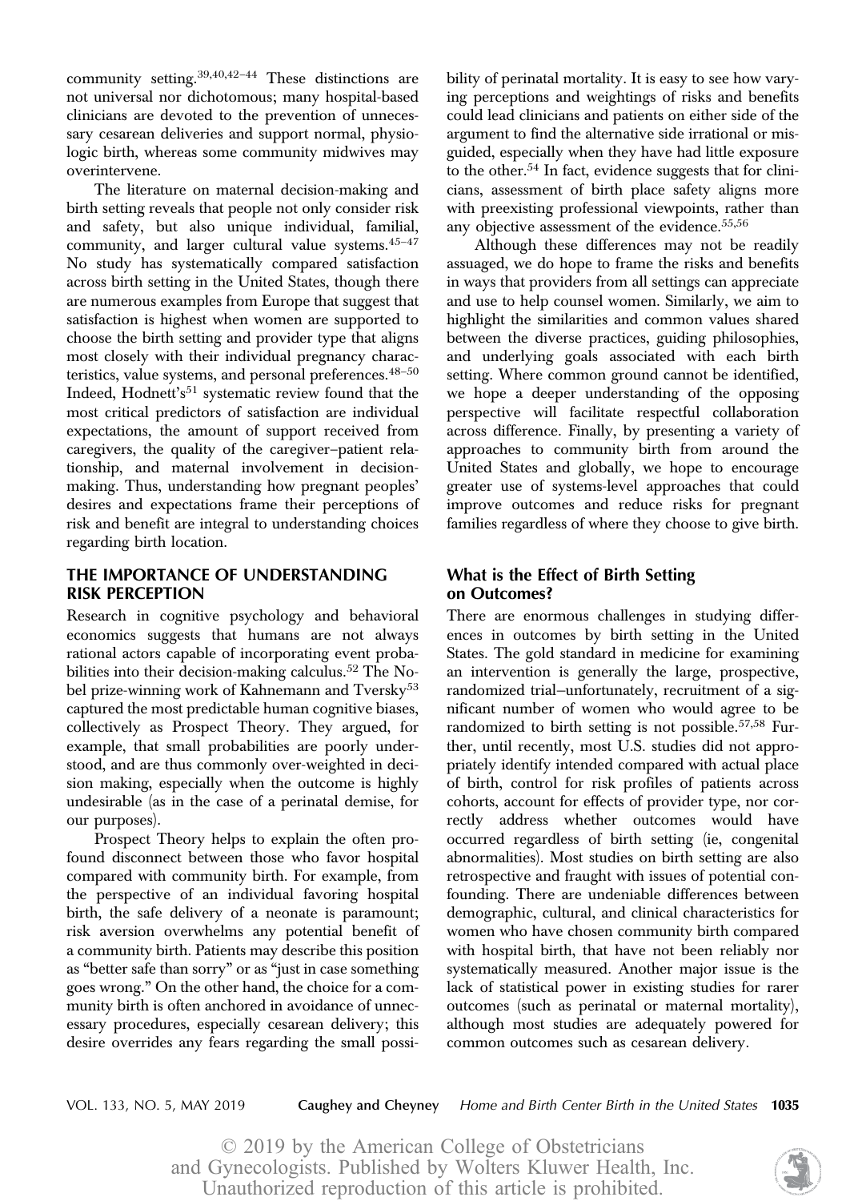community setting.[39,40,42–44] These distinctions are not universal nor dichotomous; many hospital-based clinicians are devoted to the prevention of unnecessary cesarean deliveries and support normal, physiologic birth, whereas some community midwives may overintervene.

The literature on maternal decision-making and birth setting reveals that people not only consider risk and safety, but also unique individual, familial, community, and larger cultural value systems.[45–47] No study has systematically compared satisfaction across birth setting in the United States, though there are numerous examples from Europe that suggest that satisfaction is highest when women are supported to choose the birth setting and provider type that aligns most closely with their individual pregnancy characteristics, value systems, and personal preferences.[48–50] Indeed, Hodnett's[51] systematic review found that the most critical predictors of satisfaction are individual expectations, the amount of support received from caregivers, the quality of the caregiver–patient relationship, and maternal involvement in decision-making. Thus, understanding how pregnant peoples' desires and expectations frame their perceptions of risk and benefit are integral to understanding choices regarding birth location.

## THE IMPORTANCE OF UNDERSTANDING RISK PERCEPTION

Research in cognitive psychology and behavioral economics suggests that humans are not always rational actors capable of incorporating event probabilities into their decision-making calculus.[52] The Nobel prize-winning work of Kahnemann and Tversky[53] captured the most predictable human cognitive biases, collectively as Prospect Theory. They argued, for example, that small probabilities are poorly understood, and are thus commonly over-weighted in decision making, especially when the outcome is highly undesirable (as in the case of a perinatal demise, for our purposes).

Prospect Theory helps to explain the often profound disconnect between those who favor hospital compared with community birth. For example, from the perspective of an individual favoring hospital birth, the safe delivery of a neonate is paramount; risk aversion overwhelms any potential benefit of a community birth. Patients may describe this position as "better safe than sorry" or as "just in case something goes wrong." On the other hand, the choice for a community birth is often anchored in avoidance of unnecessary procedures, especially cesarean delivery; this desire overrides any fears regarding the small possibility of perinatal mortality. It is easy to see how varying perceptions and weightings of risks and benefits could lead clinicians and patients on either side of the argument to find the alternative side irrational or misguided, especially when they have had little exposure to the other.[54] In fact, evidence suggests that for clinicians, assessment of birth place safety aligns more with preexisting professional viewpoints, rather than any objective assessment of the evidence.[55,56]

Although these differences may not be readily assuaged, we do hope to frame the risks and benefits in ways that providers from all settings can appreciate and use to help counsel women. Similarly, we aim to highlight the similarities and common values shared between the diverse practices, guiding philosophies, and underlying goals associated with each birth setting. Where common ground cannot be identified, we hope a deeper understanding of the opposing perspective will facilitate respectful collaboration across difference. Finally, by presenting a variety of approaches to community birth from around the United States and globally, we hope to encourage greater use of systems-level approaches that could improve outcomes and reduce risks for pregnant families regardless of where they choose to give birth.

### What is the Effect of Birth Setting on Outcomes?

There are enormous challenges in studying differences in outcomes by birth setting in the United States. The gold standard in medicine for examining an intervention is generally the large, prospective, randomized trial–unfortunately, recruitment of a significant number of women who would agree to be randomized to birth setting is not possible.[57,58] Further, until recently, most U.S. studies did not appropriately identify intended compared with actual place of birth, control for risk profiles of patients across cohorts, account for effects of provider type, nor correctly address whether outcomes would have occurred regardless of birth setting (ie, congenital abnormalities). Most studies on birth setting are also retrospective and fraught with issues of potential confounding. There are undeniable differences between demographic, cultural, and clinical characteristics for women who have chosen community birth compared with hospital birth, that have not been reliably nor systematically measured. Another major issue is the lack of statistical power in existing studies for rarer outcomes (such as perinatal or maternal mortality), although most studies are adequately powered for common outcomes such as cesarean delivery.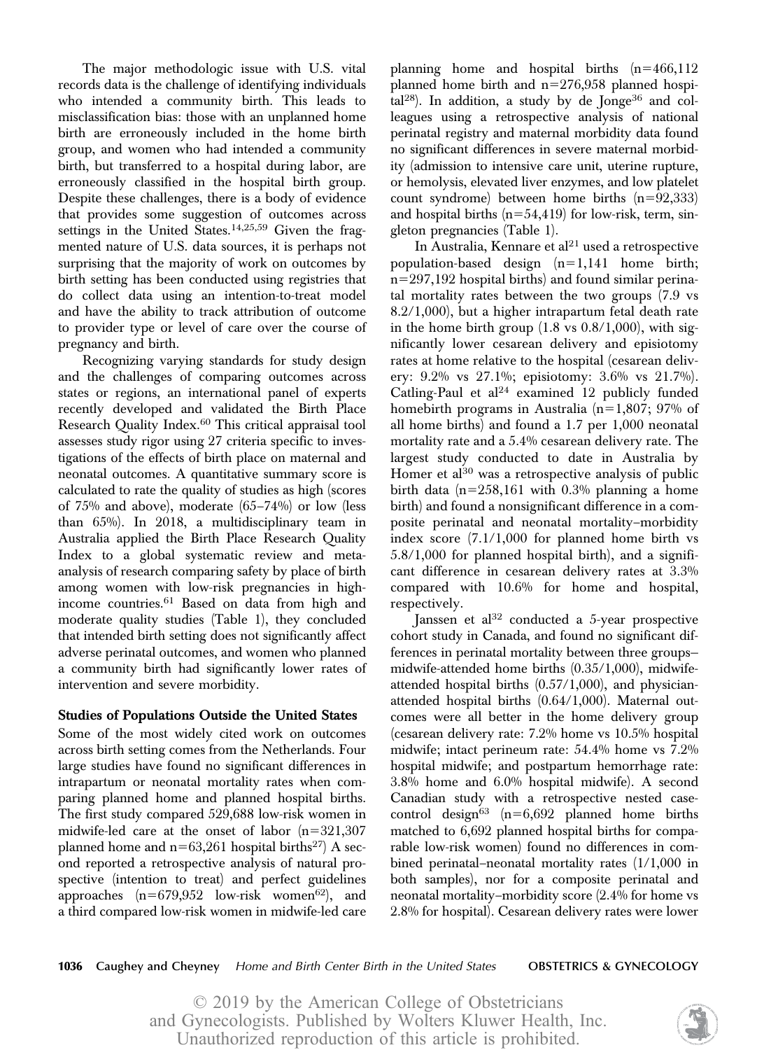The major methodologic issue with U.S. vital records data is the challenge of identifying individuals who intended a community birth. This leads to misclassification bias: those with an unplanned home birth are erroneously included in the home birth group, and women who had intended a community birth, but transferred to a hospital during labor, are erroneously classified in the hospital birth group. Despite these challenges, there is a body of evidence that provides some suggestion of outcomes across settings in the United States.[14,25,59] Given the fragmented nature of U.S. data sources, it is perhaps not surprising that the majority of work on outcomes by birth setting has been conducted using registries that do collect data using an intention-to-treat model and have the ability to track attribution of outcome to provider type or level of care over the course of pregnancy and birth.

Recognizing varying standards for study design and the challenges of comparing outcomes across states or regions, an international panel of experts recently developed and validated the Birth Place Research Quality Index.[60] This critical appraisal tool assesses study rigor using 27 criteria specific to investigations of the effects of birth place on maternal and neonatal outcomes. A quantitative summary score is calculated to rate the quality of studies as high (scores of 75% and above), moderate (65–74%) or low (less than 65%). In 2018, a multidisciplinary team in Australia applied the Birth Place Research Quality Index to a global systematic review and meta-analysis of research comparing safety by place of birth among women with low-risk pregnancies in high-income countries.[61] Based on data from high and moderate quality studies (Table 1), they concluded that intended birth setting does not significantly affect adverse perinatal outcomes, and women who planned a community birth had significantly lower rates of intervention and severe morbidity.

### Studies of Populations Outside the United States

Some of the most widely cited work on outcomes across birth setting comes from the Netherlands. Four large studies have found no significant differences in intrapartum or neonatal mortality rates when comparing planned home and planned hospital births. The first study compared 529,688 low-risk women in midwife-led care at the onset of labor (n=321,307 planned home and n=63,261 hospital births[27]) A second reported a retrospective analysis of natural prospective (intention to treat) and perfect guidelines approaches (n=679,952 low-risk women[62]), and a third compared low-risk women in midwife-led care planning home and hospital births (n=466,112 planned home birth and n=276,958 planned hospital[28]). In addition, a study by de Jonge[36] and colleagues using a retrospective analysis of national perinatal registry and maternal morbidity data found no significant differences in severe maternal morbidity (admission to intensive care unit, uterine rupture, or hemolysis, elevated liver enzymes, and low platelet count syndrome) between home births (n=92,333) and hospital births (n=54,419) for low-risk, term, singleton pregnancies (Table 1).

In Australia, Kennare et al[21] used a retrospective population-based design (n=1,141 home birth; n=297,192 hospital births) and found similar perinatal mortality rates between the two groups (7.9 vs 8.2/1,000), but a higher intrapartum fetal death rate in the home birth group (1.8 vs 0.8/1,000), with significantly lower cesarean delivery and episiotomy rates at home relative to the hospital (cesarean delivery: 9.2% vs 27.1%; episiotomy: 3.6% vs 21.7%). Catling-Paul et al[24] examined 12 publicly funded homebirth programs in Australia (n=1,807; 97% of all home births) and found a 1.7 per 1,000 neonatal mortality rate and a 5.4% cesarean delivery rate. The largest study conducted to date in Australia by Homer et al[30] was a retrospective analysis of public birth data (n=258,161 with 0.3% planning a home birth) and found a nonsignificant difference in a composite perinatal and neonatal mortality–morbidity index score (7.1/1,000 for planned home birth vs 5.8/1,000 for planned hospital birth), and a significant difference in cesarean delivery rates at 3.3% compared with 10.6% for home and hospital, respectively.

Janssen et al[32] conducted a 5-year prospective cohort study in Canada, and found no significant differences in perinatal mortality between three groups–midwife-attended home births (0.35/1,000), midwife-attended hospital births (0.57/1,000), and physician-attended hospital births (0.64/1,000). Maternal outcomes were all better in the home delivery group (cesarean delivery rate: 7.2% home vs 10.5% hospital midwife; intact perineum rate: 54.4% home vs 7.2% hospital midwife; and postpartum hemorrhage rate: 3.8% home and 6.0% hospital midwife). A second Canadian study with a retrospective nested case-control design[63] (n=6,692 planned home births matched to 6,692 planned hospital births for comparable low-risk women) found no differences in combined perinatal–neonatal mortality rates (1/1,000 in both samples), nor for a composite perinatal and neonatal mortality–morbidity score (2.4% for home vs 2.8% for hospital). Cesarean delivery rates were lower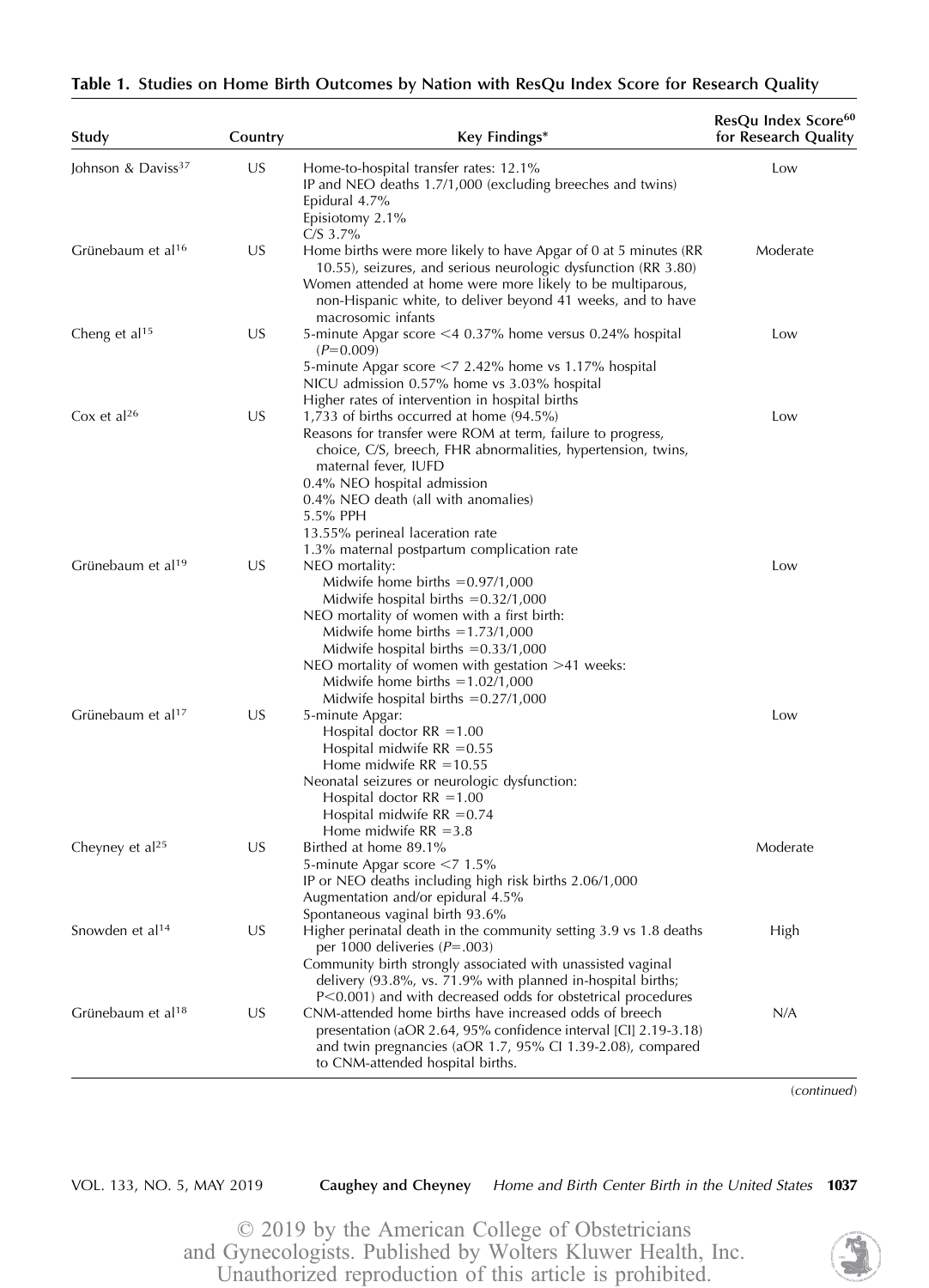**Table 1. Studies on Home Birth Outcomes by Nation with ResQu Index Score for Research Quality**

| Study | Country | Key Findings* | ResQu Index Score[60] for Research Quality |
|---|---|---|---|
| Johnson & Daviss[37] | US | Home-to-hospital transfer rates: 12.1%<br>IP and NEO deaths 1.7/1,000 (excluding breeches and twins)<br>Epidural 4.7%<br>Episiotomy 2.1%<br>C/S 3.7% | Low |
| Grünebaum et al[16] | US | Home births were more likely to have Apgar of 0 at 5 minutes (RR 10.55), seizures, and serious neurologic dysfunction (RR 3.80)<br>Women attended at home were more likely to be multiparous, non-Hispanic white, to deliver beyond 41 weeks, and to have macrosomic infants | Moderate |
| Cheng et al[15] | US | 5-minute Apgar score <4 0.37% home versus 0.24% hospital ($P$=0.009)<br>5-minute Apgar score <7 2.42% home vs 1.17% hospital<br>NICU admission 0.57% home vs 3.03% hospital<br>Higher rates of intervention in hospital births | Low |
| Cox et al[26] | US | 1,733 of births occurred at home (94.5%)<br>Reasons for transfer were ROM at term, failure to progress, choice, C/S, breech, FHR abnormalities, hypertension, twins, maternal fever, IUFD<br>0.4% NEO hospital admission<br>0.4% NEO death (all with anomalies)<br>5.5% PPH<br>13.55% perineal laceration rate<br>1.3% maternal postpartum complication rate | Low |
| Grünebaum et al[19] | US | NEO mortality:<br>Midwife home births =0.97/1,000<br>Midwife hospital births =0.32/1,000<br>NEO mortality of women with a first birth:<br>Midwife home births =1.73/1,000<br>Midwife hospital births =0.33/1,000<br>NEO mortality of women with gestation >41 weeks:<br>Midwife home births =1.02/1,000<br>Midwife hospital births =0.27/1,000 | Low |
| Grünebaum et al[17] | US | 5-minute Apgar:<br>Hospital doctor RR =1.00<br>Hospital midwife RR =0.55<br>Home midwife RR =10.55<br>Neonatal seizures or neurologic dysfunction:<br>Hospital doctor RR =1.00<br>Hospital midwife RR =0.74<br>Home midwife RR =3.8 | Low |
| Cheyney et al[25] | US | Birthed at home 89.1%<br>5-minute Apgar score <7 1.5%<br>IP or NEO deaths including high risk births 2.06/1,000<br>Augmentation and/or epidural 4.5%<br>Spontaneous vaginal birth 93.6% | Moderate |
| Snowden et al[14] | US | Higher perinatal death in the community setting 3.9 vs 1.8 deaths per 1000 deliveries ($P$=.003)<br>Community birth strongly associated with unassisted vaginal delivery (93.8%, vs. 71.9% with planned in-hospital births; P<0.001) and with decreased odds for obstetrical procedures | High |
| Grünebaum et al[18] | US | CNM-attended home births have increased odds of breech presentation (aOR 2.64, 95% confidence interval [CI] 2.19-3.18) and twin pregnancies (aOR 1.7, 95% CI 1.39-2.08), compared to CNM-attended hospital births. | N/A |

(*continued*)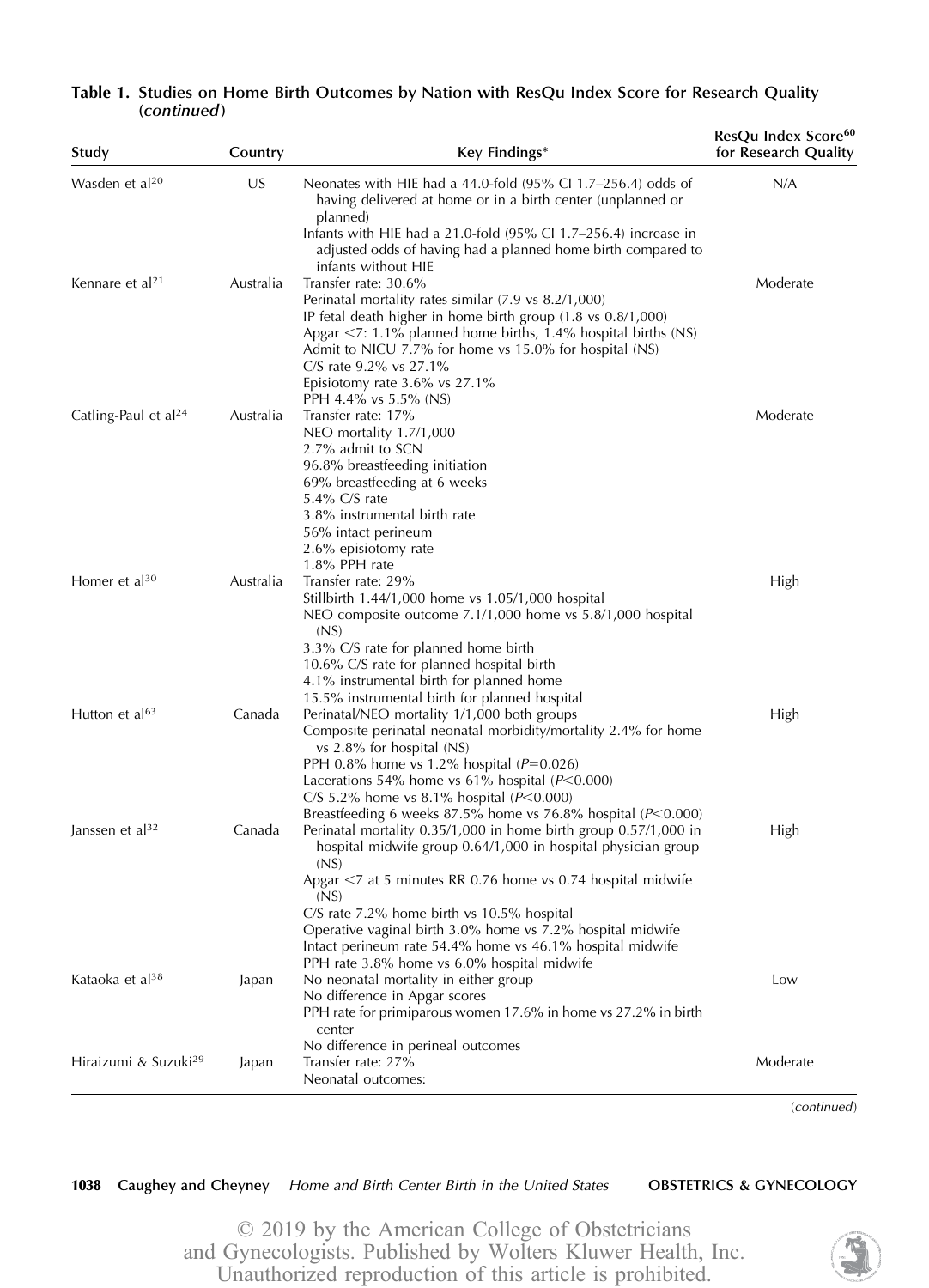**Table 1. Studies on Home Birth Outcomes by Nation with ResQu Index Score for Research Quality (*continued*)**

| Study | Country | Key Findings* | ResQu Index Score[60] for Research Quality |
|---|---|---|---|
| Wasden et al[20] | US | Neonates with HIE had a 44.0-fold (95% CI 1.7–256.4) odds of having delivered at home or in a birth center (unplanned or planned)<br>Infants with HIE had a 21.0-fold (95% CI 1.7–256.4) increase in adjusted odds of having had a planned home birth compared to infants without HIE | N/A |
| Kennare et al[21] | Australia | Transfer rate: 30.6%<br>Perinatal mortality rates similar (7.9 vs 8.2/1,000)<br>IP fetal death higher in home birth group (1.8 vs 0.8/1,000)<br>Apgar <7: 1.1% planned home births, 1.4% hospital births (NS)<br>Admit to NICU 7.7% for home vs 15.0% for hospital (NS)<br>C/S rate 9.2% vs 27.1%<br>Episiotomy rate 3.6% vs 27.1%<br>PPH 4.4% vs 5.5% (NS) | Moderate |
| Catling-Paul et al[24] | Australia | Transfer rate: 17%<br>NEO mortality 1.7/1,000<br>2.7% admit to SCN<br>96.8% breastfeeding initiation<br>69% breastfeeding at 6 weeks<br>5.4% C/S rate<br>3.8% instrumental birth rate<br>56% intact perineum<br>2.6% episiotomy rate<br>1.8% PPH rate | Moderate |
| Homer et al[30] | Australia | Transfer rate: 29%<br>Stillbirth 1.44/1,000 home vs 1.05/1,000 hospital<br>NEO composite outcome 7.1/1,000 home vs 5.8/1,000 hospital (NS)<br>3.3% C/S rate for planned home birth<br>10.6% C/S rate for planned hospital birth<br>4.1% instrumental birth for planned home<br>15.5% instrumental birth for planned hospital | High |
| Hutton et al[63] | Canada | Perinatal/NEO mortality 1/1,000 both groups<br>Composite perinatal neonatal morbidity/mortality 2.4% for home vs 2.8% for hospital (NS)<br>PPH 0.8% home vs 1.2% hospital ($P$=0.026)<br>Lacerations 54% home vs 61% hospital ($P$<0.000)<br>C/S 5.2% home vs 8.1% hospital ($P$<0.000)<br>Breastfeeding 6 weeks 87.5% home vs 76.8% hospital ($P$<0.000) | High |
| Janssen et al[32] | Canada | Perinatal mortality 0.35/1,000 in home birth group 0.57/1,000 in hospital midwife group 0.64/1,000 in hospital physician group (NS)<br>Apgar <7 at 5 minutes RR 0.76 home vs 0.74 hospital midwife (NS)<br>C/S rate 7.2% home birth vs 10.5% hospital<br>Operative vaginal birth 3.0% home vs 7.2% hospital midwife<br>Intact perineum rate 54.4% home vs 46.1% hospital midwife<br>PPH rate 3.8% home vs 6.0% hospital midwife | High |
| Kataoka et al[38] | Japan | No neonatal mortality in either group<br>No difference in Apgar scores<br>PPH rate for primiparous women 17.6% in home vs 27.2% in birth center<br>No difference in perineal outcomes | Low |
| Hiraizumi & Suzuki[29] | Japan | Transfer rate: 27%<br>Neonatal outcomes: | Moderate |

(*continued*)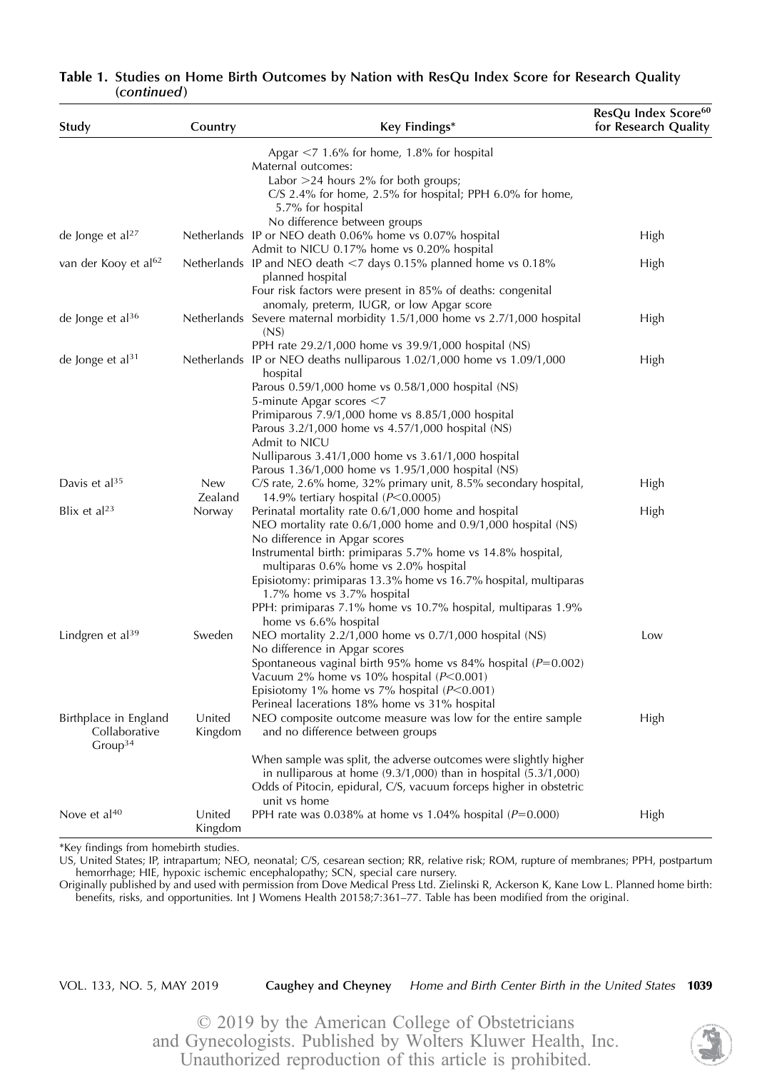**Table 1. Studies on Home Birth Outcomes by Nation with ResQu Index Score for Research Quality (*continued*)**

| Study | Country | Key Findings* | ResQu Index Score[60] for Research Quality |
|---|---|---|---|
| | | Apgar <7 1.6% for home, 1.8% for hospital<br>Maternal outcomes:<br>Labor >24 hours 2% for both groups;<br>C/S 2.4% for home, 2.5% for hospital; PPH 6.0% for home, 5.7% for hospital<br>No difference between groups | |
| de Jonge et al[27] | Netherlands | IP or NEO death 0.06% home vs 0.07% hospital<br>Admit to NICU 0.17% home vs 0.20% hospital | High |
| van der Kooy et al[62] | Netherlands | IP and NEO death <7 days 0.15% planned home vs 0.18% planned hospital<br>Four risk factors were present in 85% of deaths: congenital anomaly, preterm, IUGR, or low Apgar score | High |
| de Jonge et al[36] | Netherlands | Severe maternal morbidity 1.5/1,000 home vs 2.7/1,000 hospital (NS)<br>PPH rate 29.2/1,000 home vs 39.9/1,000 hospital (NS) | High |
| de Jonge et al[31] | Netherlands | IP or NEO deaths nulliparous 1.02/1,000 home vs 1.09/1,000 hospital<br>Parous 0.59/1,000 home vs 0.58/1,000 hospital (NS)<br>5-minute Apgar scores <7<br>Primiparous 7.9/1,000 home vs 8.85/1,000 hospital<br>Parous 3.2/1,000 home vs 4.57/1,000 hospital (NS)<br>Admit to NICU<br>Nulliparous 3.41/1,000 home vs 3.61/1,000 hospital<br>Parous 1.36/1,000 home vs 1.95/1,000 hospital (NS) | High |
| Davis et al[35] | New Zealand | C/S rate, 2.6% home, 32% primary unit, 8.5% secondary hospital, 14.9% tertiary hospital ($P$<0.0005) | High |
| Blix et al[23] | Norway | Perinatal mortality rate 0.6/1,000 home and hospital<br>NEO mortality rate 0.6/1,000 home and 0.9/1,000 hospital (NS)<br>No difference in Apgar scores<br>Instrumental birth: primiparas 5.7% home vs 14.8% hospital, multiparas 0.6% home vs 2.0% hospital<br>Episiotomy: primiparas 13.3% home vs 16.7% hospital, multiparas 1.7% home vs 3.7% hospital<br>PPH: primiparas 7.1% home vs 10.7% hospital, multiparas 1.9% home vs 6.6% hospital | High |
| Lindgren et al[39] | Sweden | NEO mortality 2.2/1,000 home vs 0.7/1,000 hospital (NS)<br>No difference in Apgar scores<br>Spontaneous vaginal birth 95% home vs 84% hospital ($P$=0.002)<br>Vacuum 2% home vs 10% hospital ($P$<0.001)<br>Episiotomy 1% home vs 7% hospital ($P$<0.001)<br>Perineal lacerations 18% home vs 31% hospital | Low |
| Birthplace in England Collaborative Group[34] | United Kingdom | NEO composite outcome measure was low for the entire sample and no difference between groups<br>When sample was split, the adverse outcomes were slightly higher in nulliparous at home (9.3/1,000) than in hospital (5.3/1,000)<br>Odds of Pitocin, epidural, C/S, vacuum forceps higher in obstetric unit vs home | High |
| Nove et al[40] | United Kingdom | PPH rate was 0.038% at home vs 1.04% hospital ($P$=0.000) | High |

*Key findings from homebirth studies.

US, United States; IP, intrapartum; NEO, neonatal; C/S, cesarean section; RR, relative risk; ROM, rupture of membranes; PPH, postpartum hemorrhage; HIE, hypoxic ischemic encephalopathy; SCN, special care nursery.

Originally published by and used with permission from Dove Medical Press Ltd. Zielinski R, Ackerson K, Kane Low L. Planned home birth: benefits, risks, and opportunities. Int J Womens Health 20158;7:361–77. Table has been modified from the original.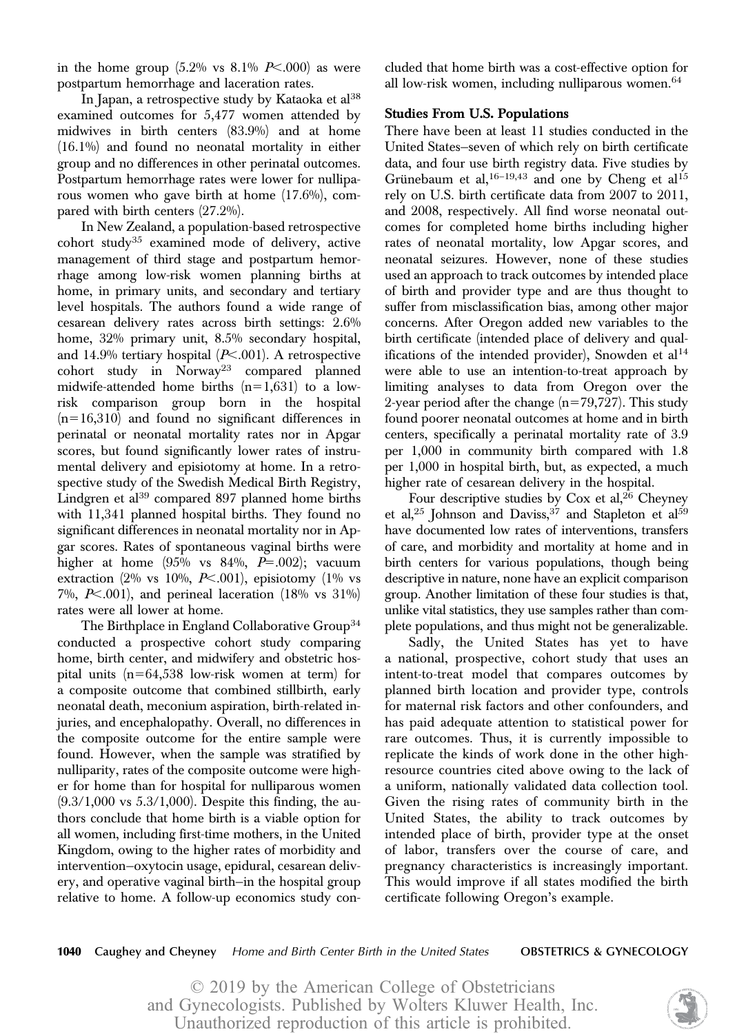in the home group (5.2% vs 8.1% $P$<.000) as were postpartum hemorrhage and laceration rates.

In Japan, a retrospective study by Kataoka et al[38] examined outcomes for 5,477 women attended by midwives in birth centers (83.9%) and at home (16.1%) and found no neonatal mortality in either group and no differences in other perinatal outcomes. Postpartum hemorrhage rates were lower for nulliparous women who gave birth at home (17.6%), compared with birth centers (27.2%).

In New Zealand, a population-based retrospective cohort study[35] examined mode of delivery, active management of third stage and postpartum hemorrhage among low-risk women planning births at home, in primary units, and secondary and tertiary level hospitals. The authors found a wide range of cesarean delivery rates across birth settings: 2.6% home, 32% primary unit, 8.5% secondary hospital, and 14.9% tertiary hospital ($P$<.001). A retrospective cohort study in Norway[23] compared planned midwife-attended home births (n=1,631) to a low-risk comparison group born in the hospital (n=16,310) and found no significant differences in perinatal or neonatal mortality rates nor in Apgar scores, but found significantly lower rates of instrumental delivery and episiotomy at home. In a retrospective study of the Swedish Medical Birth Registry, Lindgren et al[39] compared 897 planned home births with 11,341 planned hospital births. They found no significant differences in neonatal mortality nor in Apgar scores. Rates of spontaneous vaginal births were higher at home (95% vs 84%, $P$=.002); vacuum extraction (2% vs 10%, $P$<.001), episiotomy (1% vs 7%, $P$<.001), and perineal laceration (18% vs 31%) rates were all lower at home.

The Birthplace in England Collaborative Group[34] conducted a prospective cohort study comparing home, birth center, and midwifery and obstetric hospital units (n=64,538 low-risk women at term) for a composite outcome that combined stillbirth, early neonatal death, meconium aspiration, birth-related injuries, and encephalopathy. Overall, no differences in the composite outcome for the entire sample were found. However, when the sample was stratified by nulliparity, rates of the composite outcome were higher for home than for hospital for nulliparous women (9.3/1,000 vs 5.3/1,000). Despite this finding, the authors conclude that home birth is a viable option for all women, including first-time mothers, in the United Kingdom, owing to the higher rates of morbidity and intervention–oxytocin usage, epidural, cesarean delivery, and operative vaginal birth–in the hospital group relative to home. A follow-up economics study concluded that home birth was a cost-effective option for all low-risk women, including nulliparous women.[64]

### Studies From U.S. Populations

There have been at least 11 studies conducted in the United States–seven of which rely on birth certificate data, and four use birth registry data. Five studies by Grünebaum et al,[16–19,43] and one by Cheng et al[15] rely on U.S. birth certificate data from 2007 to 2011, and 2008, respectively. All find worse neonatal outcomes for completed home births including higher rates of neonatal mortality, low Apgar scores, and neonatal seizures. However, none of these studies used an approach to track outcomes by intended place of birth and provider type and are thus thought to suffer from misclassification bias, among other major concerns. After Oregon added new variables to the birth certificate (intended place of delivery and qualifications of the intended provider), Snowden et al[14] were able to use an intention-to-treat approach by limiting analyses to data from Oregon over the 2-year period after the change (n=79,727). This study found poorer neonatal outcomes at home and in birth centers, specifically a perinatal mortality rate of 3.9 per 1,000 in community birth compared with 1.8 per 1,000 in hospital birth, but, as expected, a much higher rate of cesarean delivery in the hospital.

Four descriptive studies by Cox et al,[26] Cheyney et al,[25] Johnson and Daviss,[37] and Stapleton et al[59] have documented low rates of interventions, transfers of care, and morbidity and mortality at home and in birth centers for various populations, though being descriptive in nature, none have an explicit comparison group. Another limitation of these four studies is that, unlike vital statistics, they use samples rather than complete populations, and thus might not be generalizable.

Sadly, the United States has yet to have a national, prospective, cohort study that uses an intent-to-treat model that compares outcomes by planned birth location and provider type, controls for maternal risk factors and other confounders, and has paid adequate attention to statistical power for rare outcomes. Thus, it is currently impossible to replicate the kinds of work done in the other high-resource countries cited above owing to the lack of a uniform, nationally validated data collection tool. Given the rising rates of community birth in the United States, the ability to track outcomes by intended place of birth, provider type at the onset of labor, transfers over the course of care, and pregnancy characteristics is increasingly important. This would improve if all states modified the birth certificate following Oregon's example.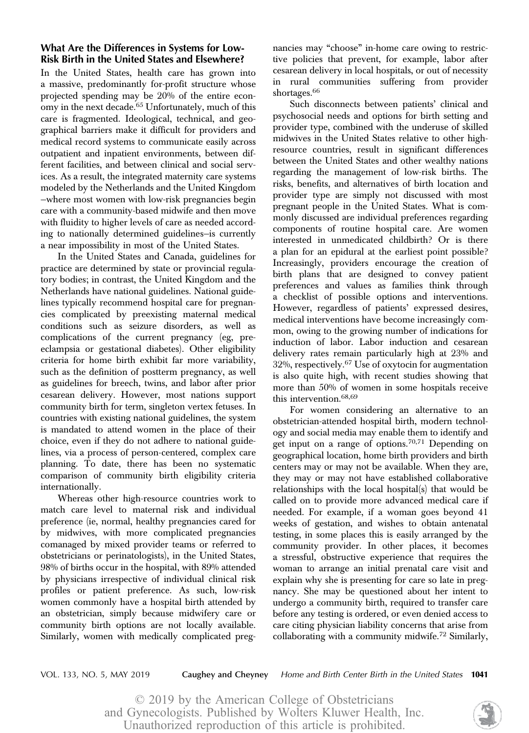### What Are the Differences in Systems for Low-Risk Birth in the United States and Elsewhere?

In the United States, health care has grown into a massive, predominantly for-profit structure whose projected spending may be 20% of the entire economy in the next decade.[65] Unfortunately, much of this care is fragmented. Ideological, technical, and geographical barriers make it difficult for providers and medical record systems to communicate easily across outpatient and inpatient environments, between different facilities, and between clinical and social services. As a result, the integrated maternity care systems modeled by the Netherlands and the United Kingdom –where most women with low-risk pregnancies begin care with a community-based midwife and then move with fluidity to higher levels of care as needed according to nationally determined guidelines–is currently a near impossibility in most of the United States.

In the United States and Canada, guidelines for practice are determined by state or provincial regulatory bodies; in contrast, the United Kingdom and the Netherlands have national guidelines. National guidelines typically recommend hospital care for pregnancies complicated by preexisting maternal medical conditions such as seizure disorders, as well as complications of the current pregnancy (eg, preeclampsia or gestational diabetes). Other eligibility criteria for home birth exhibit far more variability, such as the definition of postterm pregnancy, as well as guidelines for breech, twins, and labor after prior cesarean delivery. However, most nations support community birth for term, singleton vertex fetuses. In countries with existing national guidelines, the system is mandated to attend women in the place of their choice, even if they do not adhere to national guidelines, via a process of person-centered, complex care planning. To date, there has been no systematic comparison of community birth eligibility criteria internationally.

Whereas other high-resource countries work to match care level to maternal risk and individual preference (ie, normal, healthy pregnancies cared for by midwives, with more complicated pregnancies comanaged by mixed provider teams or referred to obstetricians or perinatologists), in the United States, 98% of births occur in the hospital, with 89% attended by physicians irrespective of individual clinical risk profiles or patient preference. As such, low-risk women commonly have a hospital birth attended by an obstetrician, simply because midwifery care or community birth options are not locally available. Similarly, women with medically complicated pregnancies may "choose" in-home care owing to restrictive policies that prevent, for example, labor after cesarean delivery in local hospitals, or out of necessity in rural communities suffering from provider shortages.[66]

Such disconnects between patients' clinical and psychosocial needs and options for birth setting and provider type, combined with the underuse of skilled midwives in the United States relative to other high-resource countries, result in significant differences between the United States and other wealthy nations regarding the management of low-risk births. The risks, benefits, and alternatives of birth location and provider type are simply not discussed with most pregnant people in the United States. What is commonly discussed are individual preferences regarding components of routine hospital care. Are women interested in unmedicated childbirth? Or is there a plan for an epidural at the earliest point possible? Increasingly, providers encourage the creation of birth plans that are designed to convey patient preferences and values as families think through a checklist of possible options and interventions. However, regardless of patients' expressed desires, medical interventions have become increasingly common, owing to the growing number of indications for induction of labor. Labor induction and cesarean delivery rates remain particularly high at 23% and 32%, respectively.[67] Use of oxytocin for augmentation is also quite high, with recent studies showing that more than 50% of women in some hospitals receive this intervention.[68,69]

For women considering an alternative to an obstetrician-attended hospital birth, modern technology and social media may enable them to identify and get input on a range of options.[70,71] Depending on geographical location, home birth providers and birth centers may or may not be available. When they are, they may or may not have established collaborative relationships with the local hospital(s) that would be called on to provide more advanced medical care if needed. For example, if a woman goes beyond 41 weeks of gestation, and wishes to obtain antenatal testing, in some places this is easily arranged by the community provider. In other places, it becomes a stressful, obstructive experience that requires the woman to arrange an initial prenatal care visit and explain why she is presenting for care so late in pregnancy. She may be questioned about her intent to undergo a community birth, required to transfer care before any testing is ordered, or even denied access to care citing physician liability concerns that arise from collaborating with a community midwife.[72] Similarly,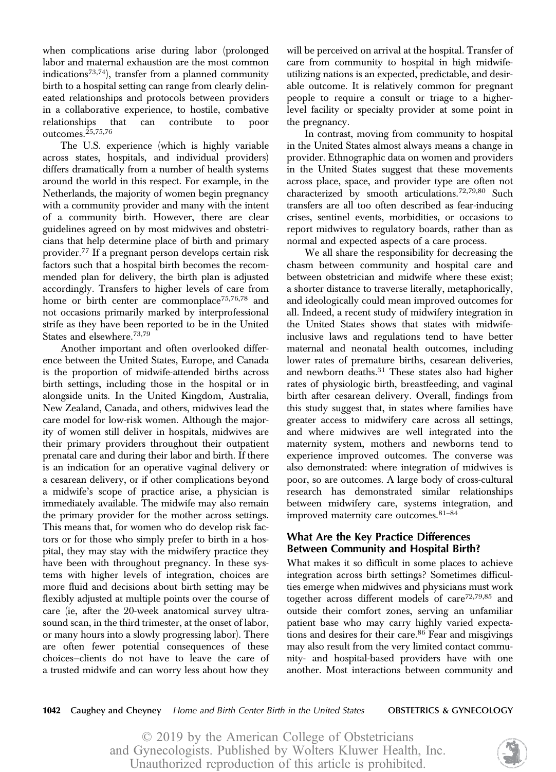when complications arise during labor (prolonged labor and maternal exhaustion are the most common indications[73,74]), transfer from a planned community birth to a hospital setting can range from clearly delineated relationships and protocols between providers in a collaborative experience, to hostile, combative relationships that can contribute to poor outcomes.[25,75,76]

The U.S. experience (which is highly variable across states, hospitals, and individual providers) differs dramatically from a number of health systems around the world in this respect. For example, in the Netherlands, the majority of women begin pregnancy with a community provider and many with the intent of a community birth. However, there are clear guidelines agreed on by most midwives and obstetricians that help determine place of birth and primary provider.[77] If a pregnant person develops certain risk factors such that a hospital birth becomes the recommended plan for delivery, the birth plan is adjusted accordingly. Transfers to higher levels of care from home or birth center are commonplace[75,76,78] and not occasions primarily marked by interprofessional strife as they have been reported to be in the United States and elsewhere.[73,79]

Another important and often overlooked difference between the United States, Europe, and Canada is the proportion of midwife-attended births across birth settings, including those in the hospital or in alongside units. In the United Kingdom, Australia, New Zealand, Canada, and others, midwives lead the care model for low-risk women. Although the majority of women still deliver in hospitals, midwives are their primary providers throughout their outpatient prenatal care and during their labor and birth. If there is an indication for an operative vaginal delivery or a cesarean delivery, or if other complications beyond a midwife's scope of practice arise, a physician is immediately available. The midwife may also remain the primary provider for the mother across settings. This means that, for women who do develop risk factors or for those who simply prefer to birth in a hospital, they may stay with the midwifery practice they have been with throughout pregnancy. In these systems with higher levels of integration, choices are more fluid and decisions about birth setting may be flexibly adjusted at multiple points over the course of care (ie, after the 20-week anatomical survey ultrasound scan, in the third trimester, at the onset of labor, or many hours into a slowly progressing labor). There are often fewer potential consequences of these choices–clients do not have to leave the care of a trusted midwife and can worry less about how they will be perceived on arrival at the hospital. Transfer of care from community to hospital in high midwife-utilizing nations is an expected, predictable, and desirable outcome. It is relatively common for pregnant people to require a consult or triage to a higher-level facility or specialty provider at some point in the pregnancy.

In contrast, moving from community to hospital in the United States almost always means a change in provider. Ethnographic data on women and providers in the United States suggest that these movements across place, space, and provider type are often not characterized by smooth articulations.[72,79,80] Such transfers are all too often described as fear-inducing crises, sentinel events, morbidities, or occasions to report midwives to regulatory boards, rather than as normal and expected aspects of a care process.

We all share the responsibility for decreasing the chasm between community and hospital care and between obstetrician and midwife where these exist; a shorter distance to traverse literally, metaphorically, and ideologically could mean improved outcomes for all. Indeed, a recent study of midwifery integration in the United States shows that states with midwife-inclusive laws and regulations tend to have better maternal and neonatal health outcomes, including lower rates of premature births, cesarean deliveries, and newborn deaths.[31] These states also had higher rates of physiologic birth, breastfeeding, and vaginal birth after cesarean delivery. Overall, findings from this study suggest that, in states where families have greater access to midwifery care across all settings, and where midwives are well integrated into the maternity system, mothers and newborns tend to experience improved outcomes. The converse was also demonstrated: where integration of midwives is poor, so are outcomes. A large body of cross-cultural research has demonstrated similar relationships between midwifery care, systems integration, and improved maternity care outcomes.[81–84]

## What Are the Key Practice Differences Between Community and Hospital Birth?

What makes it so difficult in some places to achieve integration across birth settings? Sometimes difficulties emerge when midwives and physicians must work together across different models of care[72,79,85] and outside their comfort zones, serving an unfamiliar patient base who may carry highly varied expectations and desires for their care.[86] Fear and misgivings may also result from the very limited contact community- and hospital-based providers have with one another. Most interactions between community and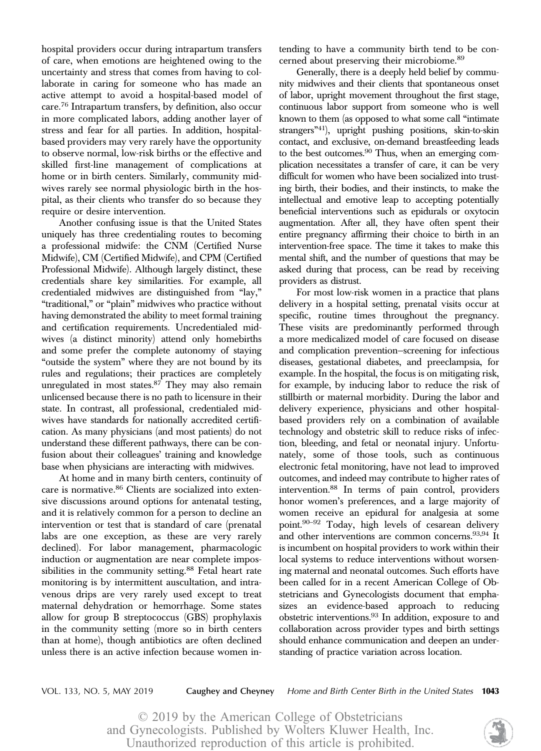hospital providers occur during intrapartum transfers of care, when emotions are heightened owing to the uncertainty and stress that comes from having to collaborate in caring for someone who has made an active attempt to avoid a hospital-based model of care.[76] Intrapartum transfers, by definition, also occur in more complicated labors, adding another layer of stress and fear for all parties. In addition, hospital-based providers may very rarely have the opportunity to observe normal, low-risk births or the effective and skilled first-line management of complications at home or in birth centers. Similarly, community midwives rarely see normal physiologic birth in the hospital, as their clients who transfer do so because they require or desire intervention.

Another confusing issue is that the United States uniquely has three credentialing routes to becoming a professional midwife: the CNM (Certified Nurse Midwife), CM (Certified Midwife), and CPM (Certified Professional Midwife). Although largely distinct, these credentials share key similarities. For example, all credentialed midwives are distinguished from "lay," "traditional," or "plain" midwives who practice without having demonstrated the ability to meet formal training and certification requirements. Uncredentialed midwives (a distinct minority) attend only homebirths and some prefer the complete autonomy of staying "outside the system" where they are not bound by its rules and regulations; their practices are completely unregulated in most states.[87] They may also remain unlicensed because there is no path to licensure in their state. In contrast, all professional, credentialed midwives have standards for nationally accredited certification. As many physicians (and most patients) do not understand these different pathways, there can be confusion about their colleagues' training and knowledge base when physicians are interacting with midwives.

At home and in many birth centers, continuity of care is normative.[86] Clients are socialized into extensive discussions around options for antenatal testing, and it is relatively common for a person to decline an intervention or test that is standard of care (prenatal labs are one exception, as these are very rarely declined). For labor management, pharmacologic induction or augmentation are near complete impossibilities in the community setting.[88] Fetal heart rate monitoring is by intermittent auscultation, and intravenous drips are very rarely used except to treat maternal dehydration or hemorrhage. Some states allow for group B streptococcus (GBS) prophylaxis in the community setting (more so in birth centers than at home), though antibiotics are often declined unless there is an active infection because women intending to have a community birth tend to be concerned about preserving their microbiome.[89]

Generally, there is a deeply held belief by community midwives and their clients that spontaneous onset of labor, upright movement throughout the first stage, continuous labor support from someone who is well known to them (as opposed to what some call "intimate strangers"[41]), upright pushing positions, skin-to-skin contact, and exclusive, on-demand breastfeeding leads to the best outcomes.[90] Thus, when an emerging complication necessitates a transfer of care, it can be very difficult for women who have been socialized into trusting birth, their bodies, and their instincts, to make the intellectual and emotive leap to accepting potentially beneficial interventions such as epidurals or oxytocin augmentation. After all, they have often spent their entire pregnancy affirming their choice to birth in an intervention-free space. The time it takes to make this mental shift, and the number of questions that may be asked during that process, can be read by receiving providers as distrust.

For most low-risk women in a practice that plans delivery in a hospital setting, prenatal visits occur at specific, routine times throughout the pregnancy. These visits are predominantly performed through a more medicalized model of care focused on disease and complication prevention–screening for infectious diseases, gestational diabetes, and preeclampsia, for example. In the hospital, the focus is on mitigating risk, for example, by inducing labor to reduce the risk of stillbirth or maternal morbidity. During the labor and delivery experience, physicians and other hospital-based providers rely on a combination of available technology and obstetric skill to reduce risks of infection, bleeding, and fetal or neonatal injury. Unfortunately, some of those tools, such as continuous electronic fetal monitoring, have not lead to improved outcomes, and indeed may contribute to higher rates of intervention.[88] In terms of pain control, providers honor women's preferences, and a large majority of women receive an epidural for analgesia at some point.[90–92] Today, high levels of cesarean delivery and other interventions are common concerns.[93,94] It is incumbent on hospital providers to work within their local systems to reduce interventions without worsening maternal and neonatal outcomes. Such efforts have been called for in a recent American College of Obstetricians and Gynecologists document that emphasizes an evidence-based approach to reducing obstetric interventions.[93] In addition, exposure to and collaboration across provider types and birth settings should enhance communication and deepen an understanding of practice variation across location.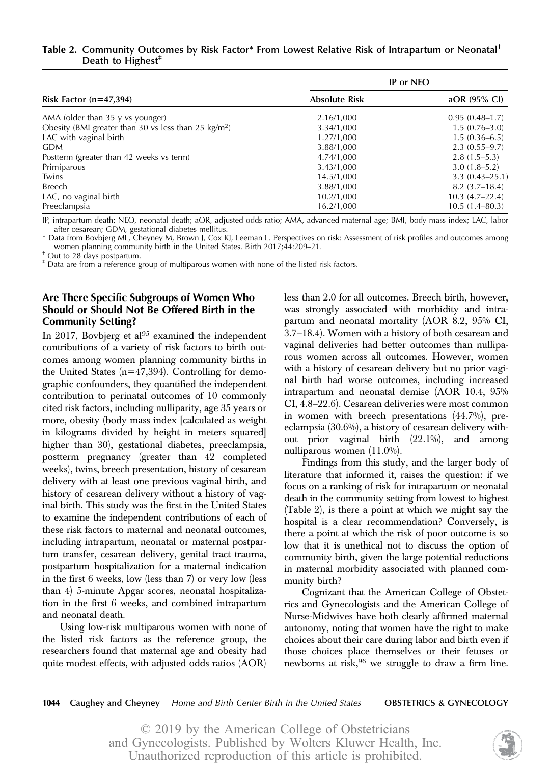**Table 2. Community Outcomes by Risk Factor* From Lowest Relative Risk of Intrapartum or Neonatal† Death to Highest‡**

| Risk Factor (n=47,394) | IP or NEO | |
|---|---|---|
| | Absolute Risk | aOR (95% CI) |
| AMA (older than 35 y vs younger) | 2.16/1,000 | 0.95 (0.48–1.7) |
| Obesity (BMI greater than 30 vs less than 25 kg/m$^2$) | 3.34/1,000 | 1.5 (0.76–3.0) |
| LAC with vaginal birth | 1.27/1,000 | 1.5 (0.36–6.5) |
| GDM | 3.88/1,000 | 2.3 (0.55–9.7) |
| Postterm (greater than 42 weeks vs term) | 4.74/1,000 | 2.8 (1.5–5.3) |
| Primiparous | 3.43/1,000 | 3.0 (1.8–5.2) |
| Twins | 14.5/1,000 | 3.3 (0.43–25.1) |
| Breech | 3.88/1,000 | 8.2 (3.7–18.4) |
| LAC, no vaginal birth | 10.2/1,000 | 10.3 (4.7–22.4) |
| Preeclampsia | 16.2/1,000 | 10.5 (1.4–80.3) |

IP, intrapartum death; NEO, neonatal death; aOR, adjusted odds ratio; AMA, advanced maternal age; BMI, body mass index; LAC, labor after cesarean; GDM, gestational diabetes mellitus.

\* Data from Bovbjerg ML, Cheyney M, Brown J, Cox KJ, Leeman L. Perspectives on risk: Assessment of risk profiles and outcomes among women planning community birth in the United States. Birth 2017;44:209–21.

† Out to 28 days postpartum.

‡ Data are from a reference group of multiparous women with none of the listed risk factors.

### Are There Specific Subgroups of Women Who Should or Should Not Be Offered Birth in the Community Setting?

In 2017, Bovbjerg et al[95] examined the independent contributions of a variety of risk factors to birth outcomes among women planning community births in the United States (n=47,394). Controlling for demographic confounders, they quantified the independent contribution to perinatal outcomes of 10 commonly cited risk factors, including nulliparity, age 35 years or more, obesity (body mass index [calculated as weight in kilograms divided by height in meters squared] higher than 30), gestational diabetes, preeclampsia, postterm pregnancy (greater than 42 completed weeks), twins, breech presentation, history of cesarean delivery with at least one previous vaginal birth, and history of cesarean delivery without a history of vaginal birth. This study was the first in the United States to examine the independent contributions of each of these risk factors to maternal and neonatal outcomes, including intrapartum, neonatal or maternal postpartum transfer, cesarean delivery, genital tract trauma, postpartum hospitalization for a maternal indication in the first 6 weeks, low (less than 7) or very low (less than 4) 5-minute Apgar scores, neonatal hospitalization in the first 6 weeks, and combined intrapartum and neonatal death.

Using low-risk multiparous women with none of the listed risk factors as the reference group, the researchers found that maternal age and obesity had quite modest effects, with adjusted odds ratios (AOR) less than 2.0 for all outcomes. Breech birth, however, was strongly associated with morbidity and intrapartum and neonatal mortality (AOR 8.2, 95% CI, 3.7–18.4). Women with a history of both cesarean and vaginal deliveries had better outcomes than nulliparous women across all outcomes. However, women with a history of cesarean delivery but no prior vaginal birth had worse outcomes, including increased intrapartum and neonatal demise (AOR 10.4, 95% CI, 4.8–22.6). Cesarean deliveries were most common in women with breech presentations (44.7%), preeclampsia (30.6%), a history of cesarean delivery without prior vaginal birth (22.1%), and among nulliparous women (11.0%).

Findings from this study, and the larger body of literature that informed it, raises the question: if we focus on a ranking of risk for intrapartum or neonatal death in the community setting from lowest to highest (Table 2), is there a point at which we might say the hospital is a clear recommendation? Conversely, is there a point at which the risk of poor outcome is so low that it is unethical not to discuss the option of community birth, given the large potential reductions in maternal morbidity associated with planned community birth?

Cognizant that the American College of Obstetrics and Gynecologists and the American College of Nurse-Midwives have both clearly affirmed maternal autonomy, noting that women have the right to make choices about their care during labor and birth even if those choices place themselves or their fetuses or newborns at risk,[96] we struggle to draw a firm line.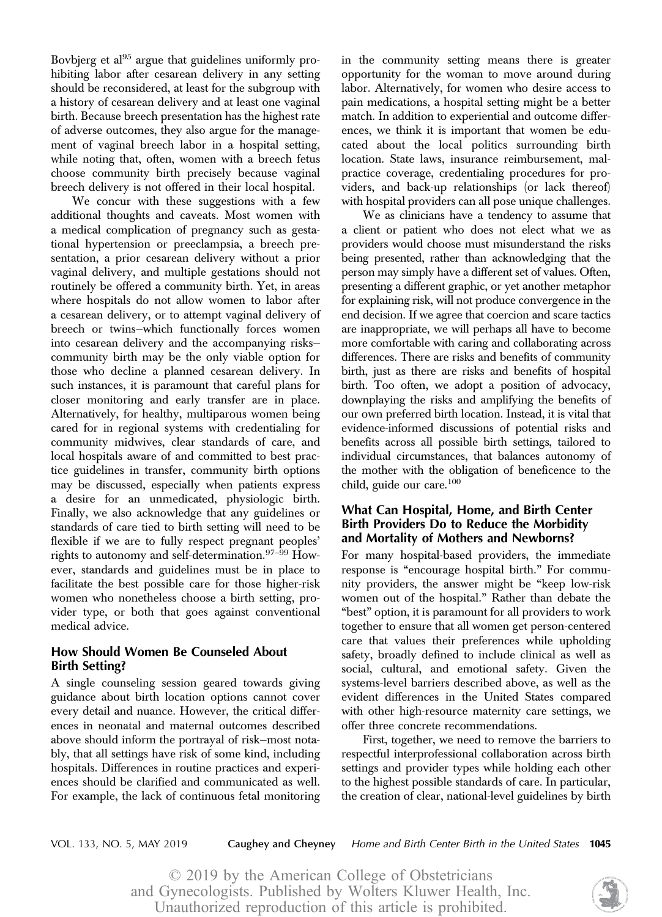Bovbjerg et al[95] argue that guidelines uniformly prohibiting labor after cesarean delivery in any setting should be reconsidered, at least for the subgroup with a history of cesarean delivery and at least one vaginal birth. Because breech presentation has the highest rate of adverse outcomes, they also argue for the management of vaginal breech labor in a hospital setting, while noting that, often, women with a breech fetus choose community birth precisely because vaginal breech delivery is not offered in their local hospital.

We concur with these suggestions with a few additional thoughts and caveats. Most women with a medical complication of pregnancy such as gestational hypertension or preeclampsia, a breech presentation, a prior cesarean delivery without a prior vaginal delivery, and multiple gestations should not routinely be offered a community birth. Yet, in areas where hospitals do not allow women to labor after a cesarean delivery, or to attempt vaginal delivery of breech or twins–which functionally forces women into cesarean delivery and the accompanying risks–community birth may be the only viable option for those who decline a planned cesarean delivery. In such instances, it is paramount that careful plans for closer monitoring and early transfer are in place. Alternatively, for healthy, multiparous women being cared for in regional systems with credentialing for community midwives, clear standards of care, and local hospitals aware of and committed to best practice guidelines in transfer, community birth options may be discussed, especially when patients express a desire for an unmedicated, physiologic birth. Finally, we also acknowledge that any guidelines or standards of care tied to birth setting will need to be flexible if we are to fully respect pregnant peoples' rights to autonomy and self-determination.[97–99] However, standards and guidelines must be in place to facilitate the best possible care for those higher-risk women who nonetheless choose a birth setting, provider type, or both that goes against conventional medical advice.

## How Should Women Be Counseled About Birth Setting?

A single counseling session geared towards giving guidance about birth location options cannot cover every detail and nuance. However, the critical differences in neonatal and maternal outcomes described above should inform the portrayal of risk–most notably, that all settings have risk of some kind, including hospitals. Differences in routine practices and experiences should be clarified and communicated as well. For example, the lack of continuous fetal monitoring in the community setting means there is greater opportunity for the woman to move around during labor. Alternatively, for women who desire access to pain medications, a hospital setting might be a better match. In addition to experiential and outcome differences, we think it is important that women be educated about the local politics surrounding birth location. State laws, insurance reimbursement, malpractice coverage, credentialing procedures for providers, and back-up relationships (or lack thereof) with hospital providers can all pose unique challenges.

We as clinicians have a tendency to assume that a client or patient who does not elect what we as providers would choose must misunderstand the risks being presented, rather than acknowledging that the person may simply have a different set of values. Often, presenting a different graphic, or yet another metaphor for explaining risk, will not produce convergence in the end decision. If we agree that coercion and scare tactics are inappropriate, we will perhaps all have to become more comfortable with caring and collaborating across differences. There are risks and benefits of community birth, just as there are risks and benefits of hospital birth. Too often, we adopt a position of advocacy, downplaying the risks and amplifying the benefits of our own preferred birth location. Instead, it is vital that evidence-informed discussions of potential risks and benefits across all possible birth settings, tailored to individual circumstances, that balances autonomy of the mother with the obligation of beneficence to the child, guide our care.[100]

## What Can Hospital, Home, and Birth Center Birth Providers Do to Reduce the Morbidity and Mortality of Mothers and Newborns?

For many hospital-based providers, the immediate response is "encourage hospital birth." For community providers, the answer might be "keep low-risk women out of the hospital." Rather than debate the "best" option, it is paramount for all providers to work together to ensure that all women get person-centered care that values their preferences while upholding safety, broadly defined to include clinical as well as social, cultural, and emotional safety. Given the systems-level barriers described above, as well as the evident differences in the United States compared with other high-resource maternity care settings, we offer three concrete recommendations.

First, together, we need to remove the barriers to respectful interprofessional collaboration across birth settings and provider types while holding each other to the highest possible standards of care. In particular, the creation of clear, national-level guidelines by birth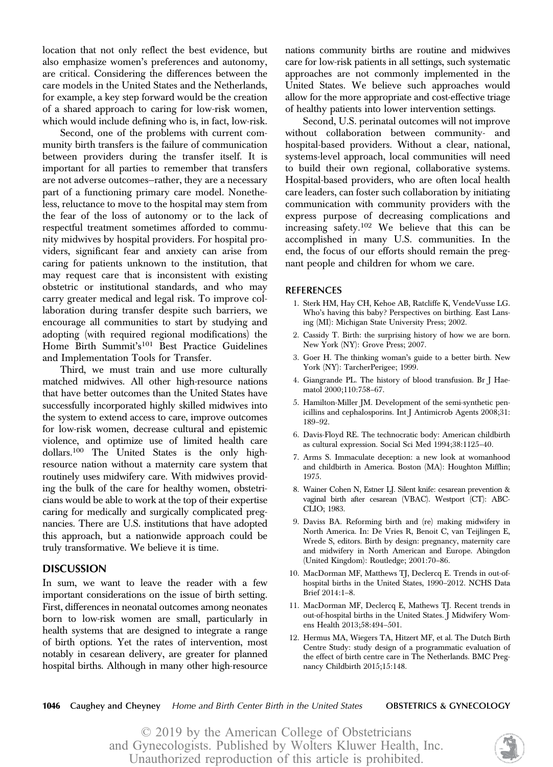location that not only reflect the best evidence, but also emphasize women's preferences and autonomy, are critical. Considering the differences between the care models in the United States and the Netherlands, for example, a key step forward would be the creation of a shared approach to caring for low-risk women, which would include defining who is, in fact, low-risk.

Second, one of the problems with current community birth transfers is the failure of communication between providers during the transfer itself. It is important for all parties to remember that transfers are not adverse outcomes–rather, they are a necessary part of a functioning primary care model. Nonetheless, reluctance to move to the hospital may stem from the fear of the loss of autonomy or to the lack of respectful treatment sometimes afforded to community midwives by hospital providers. For hospital providers, significant fear and anxiety can arise from caring for patients unknown to the institution, that may request care that is inconsistent with existing obstetric or institutional standards, and who may carry greater medical and legal risk. To improve collaboration during transfer despite such barriers, we encourage all communities to start by studying and adopting (with required regional modifications) the Home Birth Summit's[101] Best Practice Guidelines and Implementation Tools for Transfer.

Third, we must train and use more culturally matched midwives. All other high-resource nations that have better outcomes than the United States have successfully incorporated highly skilled midwives into the system to extend access to care, improve outcomes for low-risk women, decrease cultural and epistemic violence, and optimize use of limited health care dollars.[100] The United States is the only high-resource nation without a maternity care system that routinely uses midwifery care. With midwives providing the bulk of the care for healthy women, obstetricians would be able to work at the top of their expertise caring for medically and surgically complicated pregnancies. There are U.S. institutions that have adopted this approach, but a nationwide approach could be truly transformative. We believe it is time.

## DISCUSSION

In sum, we want to leave the reader with a few important considerations on the issue of birth setting. First, differences in neonatal outcomes among neonates born to low-risk women are small, particularly in health systems that are designed to integrate a range of birth options. Yet the rates of intervention, most notably in cesarean delivery, are greater for planned hospital births. Although in many other high-resource nations community births are routine and midwives care for low-risk patients in all settings, such systematic approaches are not commonly implemented in the United States. We believe such approaches would allow for the more appropriate and cost-effective triage of healthy patients into lower intervention settings.

Second, U.S. perinatal outcomes will not improve without collaboration between community- and hospital-based providers. Without a clear, national, systems-level approach, local communities will need to build their own regional, collaborative systems. Hospital-based providers, who are often local health care leaders, can foster such collaboration by initiating communication with community providers with the express purpose of decreasing complications and increasing safety.[102] We believe that this can be accomplished in many U.S. communities. In the end, the focus of our efforts should remain the pregnant people and children for whom we care.

## REFERENCES

1. Sterk HM, Hay CH, Kehoe AB, Ratcliffe K, VendeVusse LG. Who's having this baby? Perspectives on birthing. East Lansing (MI): Michigan State University Press; 2002.
2. Cassidy T. Birth: the surprising history of how we are born. New York (NY): Grove Press; 2007.
3. Goer H. The thinking woman's guide to a better birth. New York (NY): TarcherPerigee; 1999.
4. Giangrande PL. The history of blood transfusion. Br J Haematol 2000;110:758–67.
5. Hamilton-Miller JM. Development of the semi-synthetic penicillins and cephalosporins. Int J Antimicrob Agents 2008;31: 189–92.
6. Davis-Floyd RE. The technocratic body: American childbirth as cultural expression. Social Sci Med 1994;38:1125–40.
7. Arms S. Immaculate deception: a new look at womanhood and childbirth in America. Boston (MA): Houghton Mifflin; 1975.
8. Wainer Cohen N, Estner LJ. Silent knife: cesarean prevention & vaginal birth after cesarean (VBAC). Westport (CT): ABC-CLIO; 1983.
9. Daviss BA. Reforming birth and (re) making midwifery in North America. In: De Vries R, Benoit C, van Teijlingen E, Wrede S, editors. Birth by design: pregnancy, maternity care and midwifery in North American and Europe. Abingdon (United Kingdom): Routledge; 2001:70–86.
10. MacDorman MF, Matthews TJ, Declercq E. Trends in out-of-hospital births in the United States, 1990–2012. NCHS Data Brief 2014:1–8.
11. MacDorman MF, Declercq E, Mathews TJ. Recent trends in out-of-hospital births in the United States. J Midwifery Womens Health 2013;58:494–501.
12. Hermus MA, Wiegers TA, Hitzert MF, et al. The Dutch Birth Centre Study: study design of a programmatic evaluation of the effect of birth centre care in The Netherlands. BMC Pregnancy Childbirth 2015;15:148.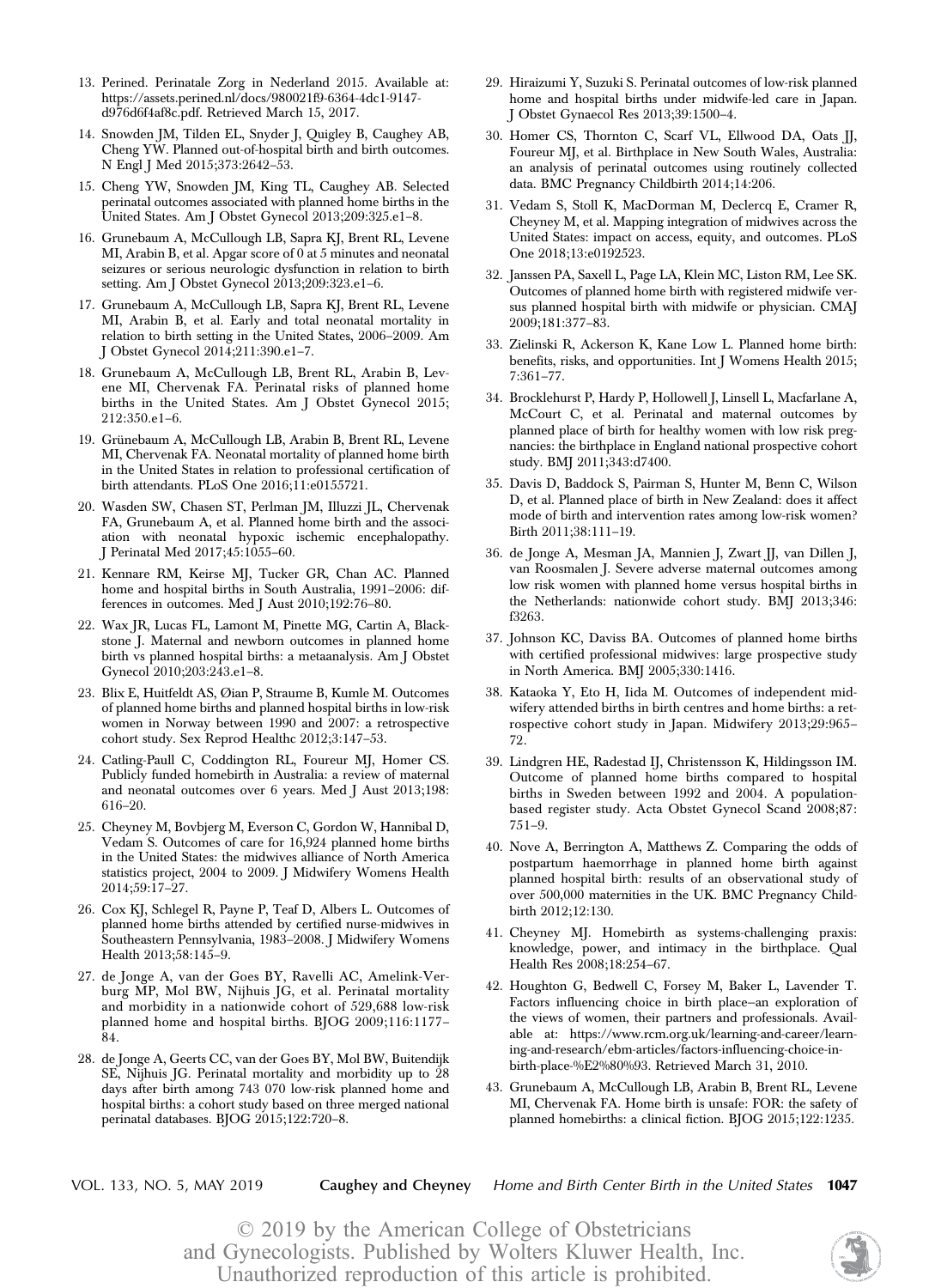13. Perined. Perinatale Zorg in Nederland 2015. Available at: https://assets.perined.nl/docs/980021f9-6364-4dc1-9147-d976d6f4af8c.pdf. Retrieved March 15, 2017.
14. Snowden JM, Tilden EL, Snyder J, Quigley B, Caughey AB, Cheng YW. Planned out-of-hospital birth and birth outcomes. N Engl J Med 2015;373:2642–53.
15. Cheng YW, Snowden JM, King TL, Caughey AB. Selected perinatal outcomes associated with planned home births in the United States. Am J Obstet Gynecol 2013;209:325.e1–8.
16. Grunebaum A, McCullough LB, Sapra KJ, Brent RL, Levene MI, Arabin B, et al. Apgar score of 0 at 5 minutes and neonatal seizures or serious neurologic dysfunction in relation to birth setting. Am J Obstet Gynecol 2013;209:323.e1–6.
17. Grunebaum A, McCullough LB, Sapra KJ, Brent RL, Levene MI, Arabin B, et al. Early and total neonatal mortality in relation to birth setting in the United States, 2006–2009. Am J Obstet Gynecol 2014;211:390.e1–7.
18. Grunebaum A, McCullough LB, Brent RL, Arabin B, Levene MI, Chervenak FA. Perinatal risks of planned home births in the United States. Am J Obstet Gynecol 2015;212:350.e1–6.
19. Grünebaum A, McCullough LB, Arabin B, Brent RL, Levene MI, Chervenak FA. Neonatal mortality of planned home birth in the United States in relation to professional certification of birth attendants. PLoS One 2016;11:e0155721.
20. Wasden SW, Chasen ST, Perlman JM, Illuzzi JL, Chervenak FA, Grunebaum A, et al. Planned home birth and the association with neonatal hypoxic ischemic encephalopathy. J Perinatal Med 2017;45:1055–60.
21. Kennare RM, Keirse MJ, Tucker GR, Chan AC. Planned home and hospital births in South Australia, 1991–2006: differences in outcomes. Med J Aust 2010;192:76–80.
22. Wax JR, Lucas FL, Lamont M, Pinette MG, Cartin A, Blackstone J. Maternal and newborn outcomes in planned home birth vs planned hospital births: a metaanalysis. Am J Obstet Gynecol 2010;203:243.e1–8.
23. Blix E, Huitfeldt AS, Øian P, Straume B, Kumle M. Outcomes of planned home births and planned hospital births in low-risk women in Norway between 1990 and 2007: a retrospective cohort study. Sex Reprod Healthc 2012;3:147–53.
24. Catling-Paull C, Coddington RL, Foureur MJ, Homer CS. Publicly funded homebirth in Australia: a review of maternal and neonatal outcomes over 6 years. Med J Aust 2013;198: 616–20.
25. Cheyney M, Bovbjerg M, Everson C, Gordon W, Hannibal D, Vedam S. Outcomes of care for 16,924 planned home births in the United States: the midwives alliance of North America statistics project, 2004 to 2009. J Midwifery Womens Health 2014;59:17–27.
26. Cox KJ, Schlegel R, Payne P, Teaf D, Albers L. Outcomes of planned home births attended by certified nurse-midwives in Southeastern Pennsylvania, 1983–2008. J Midwifery Womens Health 2013;58:145–9.
27. de Jonge A, van der Goes BY, Ravelli AC, Amelink-Verburg MP, Mol BW, Nijhuis JG, et al. Perinatal mortality and morbidity in a nationwide cohort of 529,688 low-risk planned home and hospital births. BJOG 2009;116:1177–84.
28. de Jonge A, Geerts CC, van der Goes BY, Mol BW, Buitendijk SE, Nijhuis JG. Perinatal mortality and morbidity up to 28 days after birth among 743 070 low-risk planned home and hospital births: a cohort study based on three merged national perinatal databases. BJOG 2015;122:720–8.
29. Hiraizumi Y, Suzuki S. Perinatal outcomes of low-risk planned home and hospital births under midwife-led care in Japan. J Obstet Gynaecol Res 2013;39:1500–4.
30. Homer CS, Thornton C, Scarf VL, Ellwood DA, Oats JJ, Foureur MJ, et al. Birthplace in New South Wales, Australia: an analysis of perinatal outcomes using routinely collected data. BMC Pregnancy Childbirth 2014;14:206.
31. Vedam S, Stoll K, MacDorman M, Declercq E, Cramer R, Cheyney M, et al. Mapping integration of midwives across the United States: impact on access, equity, and outcomes. PLoS One 2018;13:e0192523.
32. Janssen PA, Saxell L, Page LA, Klein MC, Liston RM, Lee SK. Outcomes of planned home birth with registered midwife versus planned hospital birth with midwife or physician. CMAJ 2009;181:377–83.
33. Zielinski R, Ackerson K, Kane Low L. Planned home birth: benefits, risks, and opportunities. Int J Womens Health 2015; 7:361–77.
34. Brocklehurst P, Hardy P, Hollowell J, Linsell L, Macfarlane A, McCourt C, et al. Perinatal and maternal outcomes by planned place of birth for healthy women with low risk pregnancies: the birthplace in England national prospective cohort study. BMJ 2011;343:d7400.
35. Davis D, Baddock S, Pairman S, Hunter M, Benn C, Wilson D, et al. Planned place of birth in New Zealand: does it affect mode of birth and intervention rates among low-risk women? Birth 2011;38:111–19.
36. de Jonge A, Mesman JA, Mannien J, Zwart JJ, van Dillen J, van Roosmalen J. Severe adverse maternal outcomes among low risk women with planned home versus hospital births in the Netherlands: nationwide cohort study. BMJ 2013;346: f3263.
37. Johnson KC, Daviss BA. Outcomes of planned home births with certified professional midwives: large prospective study in North America. BMJ 2005;330:1416.
38. Kataoka Y, Eto H, Iida M. Outcomes of independent midwifery attended births in birth centres and home births: a retrospective cohort study in Japan. Midwifery 2013;29:965–72.
39. Lindgren HE, Radestad IJ, Christensson K, Hildingsson IM. Outcome of planned home births compared to hospital births in Sweden between 1992 and 2004. A population-based register study. Acta Obstet Gynecol Scand 2008;87: 751–9.
40. Nove A, Berrington A, Matthews Z. Comparing the odds of postpartum haemorrhage in planned home birth against planned hospital birth: results of an observational study of over 500,000 maternities in the UK. BMC Pregnancy Childbirth 2012;12:130.
41. Cheyney MJ. Homebirth as systems-challenging praxis: knowledge, power, and intimacy in the birthplace. Qual Health Res 2008;18:254–67.
42. Houghton G, Bedwell C, Forsey M, Baker L, Lavender T. Factors influencing choice in birth place–an exploration of the views of women, their partners and professionals. Available at: https://www.rcm.org.uk/learning-and-career/learning-and-research/ebm-articles/factors-influencing-choice-in-birth-place-%E2%80%93. Retrieved March 31, 2010.
43. Grunebaum A, McCullough LB, Arabin B, Brent RL, Levene MI, Chervenak FA. Home birth is unsafe: FOR: the safety of planned homebirths: a clinical fiction. BJOG 2015;122:1235.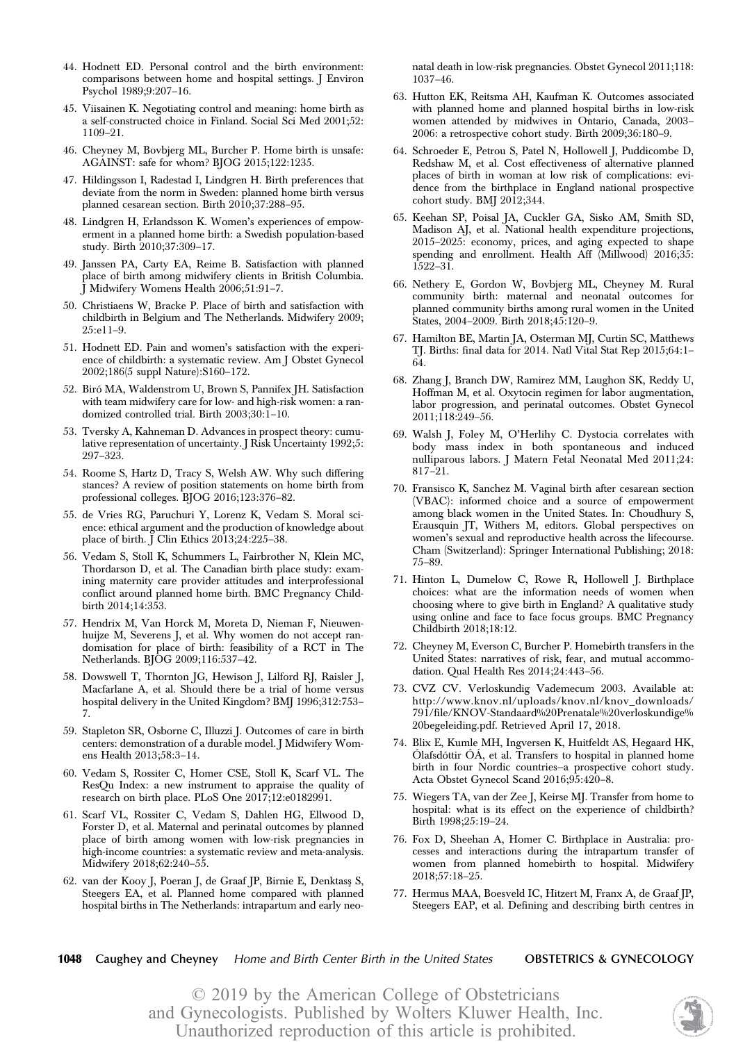44. Hodnett ED. Personal control and the birth environment: comparisons between home and hospital settings. J Environ Psychol 1989;9:207–16.
45. Viisainen K. Negotiating control and meaning: home birth as a self-constructed choice in Finland. Social Sci Med 2001;52: 1109–21.
46. Cheyney M, Bovbjerg ML, Burcher P. Home birth is unsafe: AGAINST: safe for whom? BJOG 2015;122:1235.
47. Hildingsson I, Radestad I, Lindgren H. Birth preferences that deviate from the norm in Sweden: planned home birth versus planned cesarean section. Birth 2010;37:288–95.
48. Lindgren H, Erlandsson K. Women's experiences of empowerment in a planned home birth: a Swedish population-based study. Birth 2010;37:309–17.
49. Janssen PA, Carty EA, Reime B. Satisfaction with planned place of birth among midwifery clients in British Columbia. J Midwifery Womens Health 2006;51:91–7.
50. Christiaens W, Bracke P. Place of birth and satisfaction with childbirth in Belgium and The Netherlands. Midwifery 2009; 25:e11–9.
51. Hodnett ED. Pain and women's satisfaction with the experience of childbirth: a systematic review. Am J Obstet Gynecol 2002;186(5 suppl Nature):S160–172.
52. Biró MA, Waldenstrom U, Brown S, Pannifex JH. Satisfaction with team midwifery care for low- and high-risk women: a randomized controlled trial. Birth 2003;30:1–10.
53. Tversky A, Kahneman D. Advances in prospect theory: cumulative representation of uncertainty. J Risk Uncertainty 1992;5: 297–323.
54. Roome S, Hartz D, Tracy S, Welsh AW. Why such differing stances? A review of position statements on home birth from professional colleges. BJOG 2016;123:376–82.
55. de Vries RG, Paruchuri Y, Lorenz K, Vedam S. Moral science: ethical argument and the production of knowledge about place of birth. J Clin Ethics 2013;24:225–38.
56. Vedam S, Stoll K, Schummers L, Fairbrother N, Klein MC, Thordarson D, et al. The Canadian birth place study: examining maternity care provider attitudes and interprofessional conflict around planned home birth. BMC Pregnancy Childbirth 2014;14:353.
57. Hendrix M, Van Horck M, Moreta D, Nieman F, Nieuwenhuijze M, Severens J, et al. Why women do not accept randomisation for place of birth: feasibility of a RCT in The Netherlands. BJOG 2009;116:537–42.
58. Dowswell T, Thornton JG, Hewison J, Lilford RJ, Raisler J, Macfarlane A, et al. Should there be a trial of home versus hospital delivery in the United Kingdom? BMJ 1996;312:753–7.
59. Stapleton SR, Osborne C, Illuzzi J. Outcomes of care in birth centers: demonstration of a durable model. J Midwifery Womens Health 2013;58:3–14.
60. Vedam S, Rossiter C, Homer CSE, Stoll K, Scarf VL. The ResQu Index: a new instrument to appraise the quality of research on birth place. PLoS One 2017;12:e0182991.
61. Scarf VL, Rossiter C, Vedam S, Dahlen HG, Ellwood D, Forster D, et al. Maternal and perinatal outcomes by planned place of birth among women with low-risk pregnancies in high-income countries: a systematic review and meta-analysis. Midwifery 2018;62:240–55.
62. van der Kooy J, Poeran J, de Graaf JP, Birnie E, Denktasş S, Steegers EA, et al. Planned home compared with planned hospital births in The Netherlands: intrapartum and early neonatal death in low-risk pregnancies. Obstet Gynecol 2011;118: 1037–46.
63. Hutton EK, Reitsma AH, Kaufman K. Outcomes associated with planned home and planned hospital births in low-risk women attended by midwives in Ontario, Canada, 2003–2006: a retrospective cohort study. Birth 2009;36:180–9.
64. Schroeder E, Petrou S, Patel N, Hollowell J, Puddicombe D, Redshaw M, et al. Cost effectiveness of alternative planned places of birth in woman at low risk of complications: evidence from the birthplace in England national prospective cohort study. BMJ 2012;344.
65. Keehan SP, Poisal JA, Cuckler GA, Sisko AM, Smith SD, Madison AJ, et al. National health expenditure projections, 2015–2025: economy, prices, and aging expected to shape spending and enrollment. Health Aff (Millwood) 2016;35: 1522–31.
66. Nethery E, Gordon W, Bovbjerg ML, Cheyney M. Rural community birth: maternal and neonatal outcomes for planned community births among rural women in the United States, 2004–2009. Birth 2018;45:120–9.
67. Hamilton BE, Martin JA, Osterman MJ, Curtin SC, Matthews TJ. Births: final data for 2014. Natl Vital Stat Rep 2015;64:1–64.
68. Zhang J, Branch DW, Ramirez MM, Laughon SK, Reddy U, Hoffman M, et al. Oxytocin regimen for labor augmentation, labor progression, and perinatal outcomes. Obstet Gynecol 2011;118:249–56.
69. Walsh J, Foley M, O'Herlihy C. Dystocia correlates with body mass index in both spontaneous and induced nulliparous labors. J Matern Fetal Neonatal Med 2011;24: 817–21.
70. Fransisco K, Sanchez M. Vaginal birth after cesarean section (VBAC): informed choice and a source of empowerment among black women in the United States. In: Choudhury S, Erausquin JT, Withers M, editors. Global perspectives on women's sexual and reproductive health across the lifecourse. Cham (Switzerland): Springer International Publishing; 2018: 75–89.
71. Hinton L, Dumelow C, Rowe R, Hollowell J. Birthplace choices: what are the information needs of women when choosing where to give birth in England? A qualitative study using online and face to face focus groups. BMC Pregnancy Childbirth 2018;18:12.
72. Cheyney M, Everson C, Burcher P. Homebirth transfers in the United States: narratives of risk, fear, and mutual accommodation. Qual Health Res 2014;24:443–56.
73. CVZ CV. Verloskundig Vademecum 2003. Available at: http://www.knov.nl/uploads/knov.nl/knov_downloads/791/file/KNOV-Standaard%20Prenatale%20verloskundige%20begeleiding.pdf. Retrieved April 17, 2018.
74. Blix E, Kumle MH, Ingversen K, Huitfeldt AS, Hegaard HK, Ólafsdóttir ÓÁ, et al. Transfers to hospital in planned home birth in four Nordic countries–a prospective cohort study. Acta Obstet Gynecol Scand 2016;95:420–8.
75. Wiegers TA, van der Zee J, Keirse MJ. Transfer from home to hospital: what is its effect on the experience of childbirth? Birth 1998;25:19–24.
76. Fox D, Sheehan A, Homer C. Birthplace in Australia: processes and interactions during the intrapartum transfer of women from planned homebirth to hospital. Midwifery 2018;57:18–25.
77. Hermus MAA, Boesveld IC, Hitzert M, Franx A, de Graaf JP, Steegers EAP, et al. Defining and describing birth centres in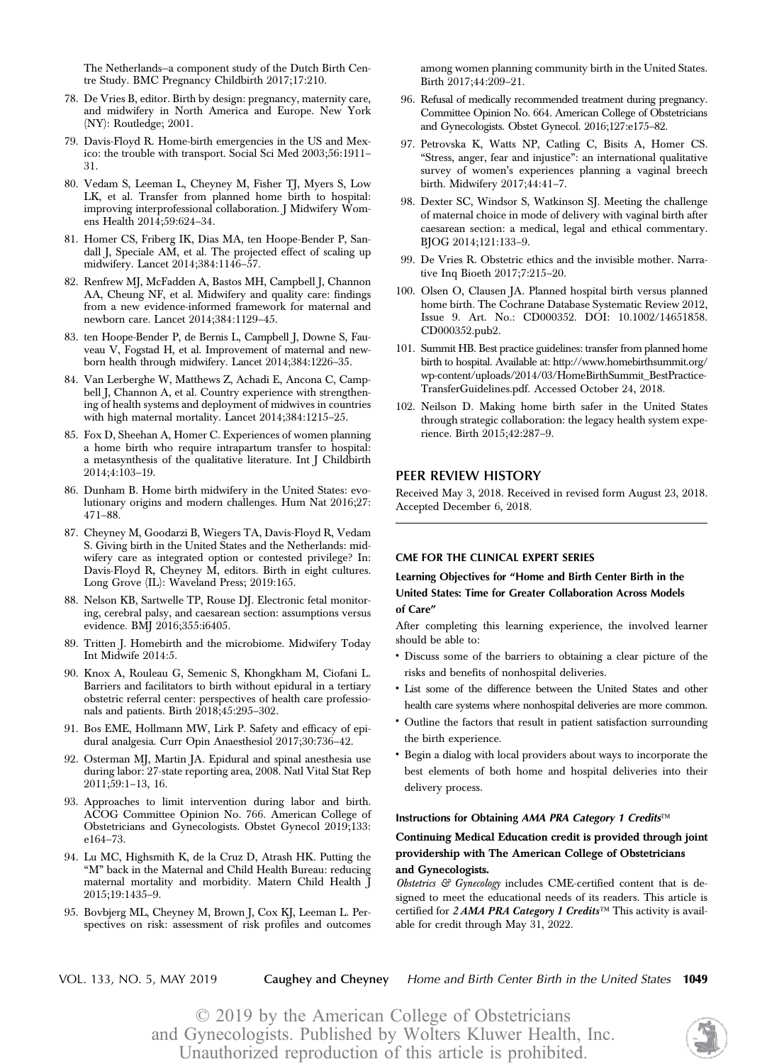The Netherlands–a component study of the Dutch Birth Centre Study. BMC Pregnancy Childbirth 2017;17:210.

78. De Vries B, editor. Birth by design: pregnancy, maternity care, and midwifery in North America and Europe. New York (NY): Routledge; 2001.
79. Davis-Floyd R. Home-birth emergencies in the US and Mexico: the trouble with transport. Social Sci Med 2003;56:1911–31.
80. Vedam S, Leeman L, Cheyney M, Fisher TJ, Myers S, Low LK, et al. Transfer from planned home birth to hospital: improving interprofessional collaboration. J Midwifery Womens Health 2014;59:624–34.
81. Homer CS, Friberg IK, Dias MA, ten Hoope-Bender P, Sandall J, Speciale AM, et al. The projected effect of scaling up midwifery. Lancet 2014;384:1146–57.
82. Renfrew MJ, McFadden A, Bastos MH, Campbell J, Channon AA, Cheung NF, et al. Midwifery and quality care: findings from a new evidence-informed framework for maternal and newborn care. Lancet 2014;384:1129–45.
83. ten Hoope-Bender P, de Bernis L, Campbell J, Downe S, Fauveau V, Fogstad H, et al. Improvement of maternal and newborn health through midwifery. Lancet 2014;384:1226–35.
84. Van Lerberghe W, Matthews Z, Achadi E, Ancona C, Campbell J, Channon A, et al. Country experience with strengthening of health systems and deployment of midwives in countries with high maternal mortality. Lancet 2014;384:1215–25.
85. Fox D, Sheehan A, Homer C. Experiences of women planning a home birth who require intrapartum transfer to hospital: a metasynthesis of the qualitative literature. Int J Childbirth 2014;4:103–19.
86. Dunham B. Home birth midwifery in the United States: evolutionary origins and modern challenges. Hum Nat 2016;27: 471–88.
87. Cheyney M, Goodarzi B, Wiegers TA, Davis-Floyd R, Vedam S. Giving birth in the United States and the Netherlands: midwifery care as integrated option or contested privilege? In: Davis-Floyd R, Cheyney M, editors. Birth in eight cultures. Long Grove (IL): Waveland Press; 2019:165.
88. Nelson KB, Sartwelle TP, Rouse DJ. Electronic fetal monitoring, cerebral palsy, and caesarean section: assumptions versus evidence. BMJ 2016;355:i6405.
89. Tritten J. Homebirth and the microbiome. Midwifery Today Int Midwife 2014:5.
90. Knox A, Rouleau G, Semenic S, Khongkham M, Ciofani L. Barriers and facilitators to birth without epidural in a tertiary obstetric referral center: perspectives of health care professionals and patients. Birth 2018;45:295–302.
91. Bos EME, Hollmann MW, Lirk P. Safety and efficacy of epidural analgesia. Curr Opin Anaesthesiol 2017;30:736–42.
92. Osterman MJ, Martin JA. Epidural and spinal anesthesia use during labor: 27-state reporting area, 2008. Natl Vital Stat Rep 2011;59:1–13, 16.
93. Approaches to limit intervention during labor and birth. ACOG Committee Opinion No. 766. American College of Obstetricians and Gynecologists. Obstet Gynecol 2019;133: e164–73.
94. Lu MC, Highsmith K, de la Cruz D, Atrash HK. Putting the "M" back in the Maternal and Child Health Bureau: reducing maternal mortality and morbidity. Matern Child Health J 2015;19:1435–9.
95. Bovbjerg ML, Cheyney M, Brown J, Cox KJ, Leeman L. Perspectives on risk: assessment of risk profiles and outcomes among women planning community birth in the United States. Birth 2017;44:209–21.
96. Refusal of medically recommended treatment during pregnancy. Committee Opinion No. 664. American College of Obstetricians and Gynecologists. Obstet Gynecol. 2016;127:e175–82.
97. Petrovska K, Watts NP, Catling C, Bisits A, Homer CS. "Stress, anger, fear and injustice": an international qualitative survey of women's experiences planning a vaginal breech birth. Midwifery 2017;44:41–7.
98. Dexter SC, Windsor S, Watkinson SJ. Meeting the challenge of maternal choice in mode of delivery with vaginal birth after caesarean section: a medical, legal and ethical commentary. BJOG 2014;121:133–9.
99. De Vries R. Obstetric ethics and the invisible mother. Narrative Inq Bioeth 2017;7:215–20.
100. Olsen O, Clausen JA. Planned hospital birth versus planned home birth. The Cochrane Database Systematic Review 2012, Issue 9. Art. No.: CD000352. DOI: 10.1002/14651858.CD000352.pub2.
101. Summit HB. Best practice guidelines: transfer from planned home birth to hospital. Available at: http://www.homebirthsummit.org/wp-content/uploads/2014/03/HomeBirthSummit_BestPracticeTransferGuidelines.pdf. Accessed October 24, 2018.
102. Neilson D. Making home birth safer in the United States through strategic collaboration: the legacy health system experience. Birth 2015;42:287–9.

## PEER REVIEW HISTORY

Received May 3, 2018. Received in revised form August 23, 2018. Accepted December 6, 2018.

### CME FOR THE CLINICAL EXPERT SERIES

#### Learning Objectives for "Home and Birth Center Birth in the United States: Time for Greater Collaboration Across Models of Care"

After completing this learning experience, the involved learner should be able to:

- Discuss some of the barriers to obtaining a clear picture of the risks and benefits of nonhospital deliveries.
- List some of the difference between the United States and other health care systems where nonhospital deliveries are more common.
- Outline the factors that result in patient satisfaction surrounding the birth experience.
- Begin a dialog with local providers about ways to incorporate the best elements of both home and hospital deliveries into their delivery process.

#### Instructions for Obtaining *AMA PRA Category 1 Credits*™

**Continuing Medical Education credit is provided through joint providership with The American College of Obstetricians and Gynecologists.**

*Obstetrics & Gynecology* includes CME-certified content that is designed to meet the educational needs of its readers. This article is certified for ***2 AMA PRA Category 1 Credits***™ This activity is available for credit through May 31, 2022.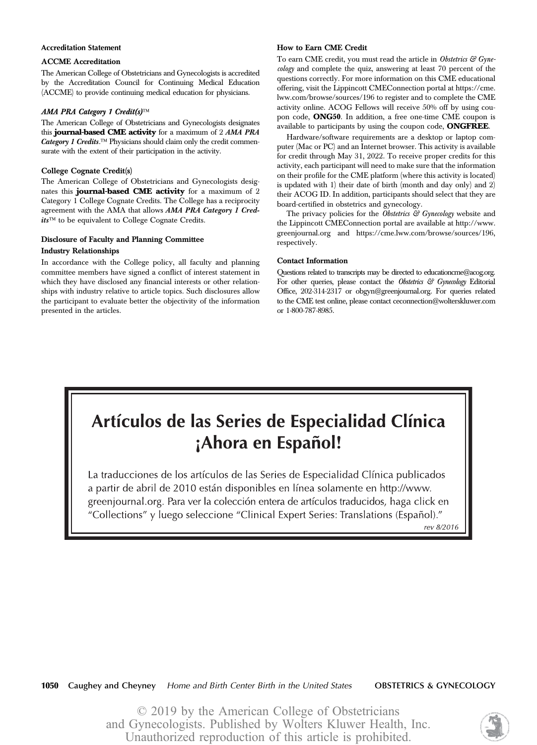#### Accreditation Statement

**ACCME Accreditation**

The American College of Obstetricians and Gynecologists is accredited by the Accreditation Council for Continuing Medical Education (ACCME) to provide continuing medical education for physicians.

***AMA PRA Category 1 Credit(s)*™**

The American College of Obstetricians and Gynecologists designates this **journal-based CME activity** for a maximum of 2 ***AMA PRA Category 1 Credits***.™ Physicians should claim only the credit commensurate with the extent of their participation in the activity.

**College Cognate Credit(s)**

The American College of Obstetricians and Gynecologists designates this **journal-based CME activity** for a maximum of 2 Category 1 College Cognate Credits. The College has a reciprocity agreement with the AMA that allows ***AMA PRA Category 1 Credits***™ to be equivalent to College Cognate Credits.

**Disclosure of Faculty and Planning Committee Industry Relationships**

In accordance with the College policy, all faculty and planning committee members have signed a conflict of interest statement in which they have disclosed any financial interests or other relationships with industry relative to article topics. Such disclosures allow the participant to evaluate better the objectivity of the information presented in the articles.

**How to Earn CME Credit**

To earn CME credit, you must read the article in *Obstetrics & Gynecology* and complete the quiz, answering at least 70 percent of the questions correctly. For more information on this CME educational offering, visit the Lippincott CMEConnection portal at https://cme.lww.com/browse/sources/196 to register and to complete the CME activity online. ACOG Fellows will receive 50% off by using coupon code, **ONG50**. In addition, a free one-time CME coupon is available to participants by using the coupon code, **ONGFREE**.

Hardware/software requirements are a desktop or laptop computer (Mac or PC) and an Internet browser. This activity is available for credit through May 31, 2022. To receive proper credits for this activity, each participant will need to make sure that the information on their profile for the CME platform (where this activity is located) is updated with 1) their date of birth (month and day only) and 2) their ACOG ID. In addition, participants should select that they are board-certified in obstetrics and gynecology.

The privacy policies for the *Obstetrics & Gynecology* website and the Lippincott CMEConnection portal are available at http://www.greenjournal.org and https://cme.lww.com/browse/sources/196, respectively.

**Contact Information**

Questions related to transcripts may be directed to educationcme@acog.org. For other queries, please contact the *Obstetrics & Gynecology* Editorial Office, 202-314-2317 or obgyn@greenjournal.org. For queries related to the CME test online, please contact ceconnection@wolterskluwer.com or 1-800-787-8985.

## Artículos de las Series de Especialidad Clínica ¡Ahora en Español!

La traducciones de los artículos de las Series de Especialidad Clínica publicados a partir de abril de 2010 están disponibles en línea solamente en http://www.greenjournal.org. Para ver la colección entera de artículos traducidos, haga click en "Collections" y luego seleccione "Clinical Expert Series: Translations (Español)."

*rev 8/2016*